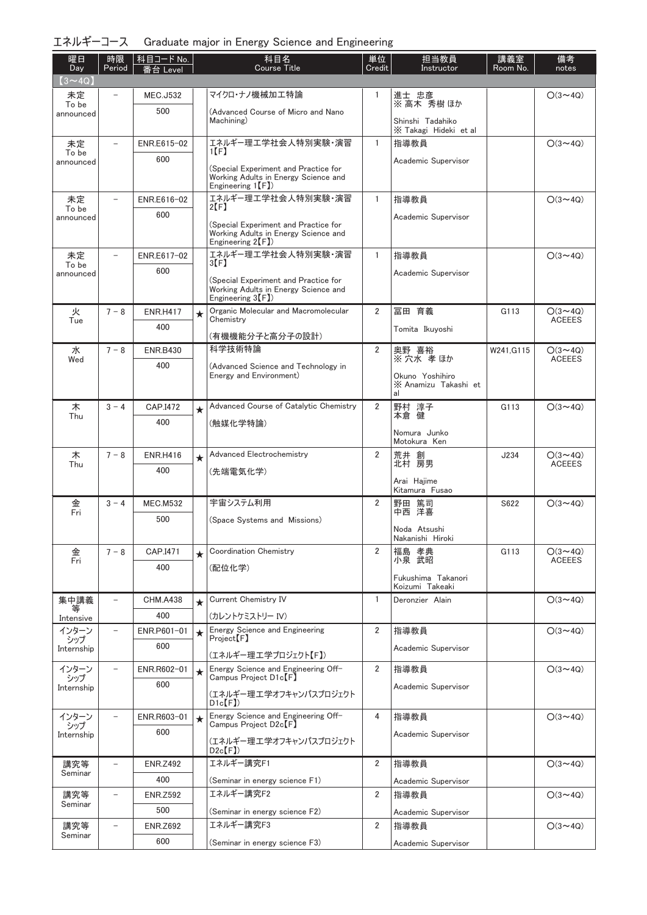## エネルギーコース　Graduate major in Energy Science and Engineering

| 曜日 Day | 時限 Period | 科目コード No. 番台 Level | | 科目名 Course Title | 単位 Credit | 担当教員 Instructor | 講義室 Room No. | 備考 notes |
|---|---|---|---|---|---|---|---|---|
| 【3～4Q】 | | | | | | | | |
| 未定 To be announced | － | MEC.J532 500 | | マイクロ・ナノ機械加工特論 (Advanced Course of Micro and Nano Machining) | 1 | 進士　忠彦 ※ 高木　秀樹 ほか Shinshi　Tadahiko ※ Takagi　Hideki　et al | | ○(3～4Q) |
| 未定 To be announced | － | ENR.E615-02 600 | | エネルギー理工学社会人特別実験・演習1【F】 (Special Experiment and Practice for Working Adults in Energy Science and Engineering 1【F】) | 1 | 指導教員 Academic Supervisor | | ○(3～4Q) |
| 未定 To be announced | － | ENR.E616-02 600 | | エネルギー理工学社会人特別実験・演習2【F】 (Special Experiment and Practice for Working Adults in Energy Science and Engineering 2【F】) | 1 | 指導教員 Academic Supervisor | | ○(3～4Q) |
| 未定 To be announced | － | ENR.E617-02 600 | | エネルギー理工学社会人特別実験・演習3【F】 (Special Experiment and Practice for Working Adults in Energy Science and Engineering 3【F】) | 1 | 指導教員 Academic Supervisor | | ○(3～4Q) |
| 火 Tue | 7－8 | ENR.H417 400 | ★ | Organic Molecular and Macromolecular Chemistry (有機機能分子と高分子の設計) | 2 | 冨田　育義 Tomita　Ikuyoshi | G113 | ○(3～4Q) ACEEES |
| 水 Wed | 7－8 | ENR.B430 400 | | 科学技術特論 (Advanced Science and Technology in Energy and Environment) | 2 | 奥野　喜裕 ※ 穴水　孝 ほか Okuno　Yoshihiro ※ Anamizu　Takashi　et al | W241,G115 | ○(3～4Q) ACEEES |
| 木 Thu | 3－4 | CAP.I472 400 | ★ | Advanced Course of Catalytic Chemistry (触媒化学特論) | 2 | 野村　淳子 本倉　健 Nomura　Junko Motokura　Ken | G113 | ○(3～4Q) |
| 木 Thu | 7－8 | ENR.H416 400 | ★ | Advanced Electrochemistry (先端電気化学) | 2 | 荒井　創 北村　房男 Arai　Hajime Kitamura　Fusao | J234 | ○(3～4Q) ACEEES |
| 金 Fri | 3－4 | MEC.M532 500 | | 宇宙システム利用 (Space Systems and Missions) | 2 | 野田　篤司 中西　洋喜 Noda　Atsushi Nakanishi　Hiroki | S622 | ○(3～4Q) |
| 金 Fri | 7－8 | CAP.I471 400 | ★ | Coordination Chemistry (配位化学) | 2 | 福島　孝典 小泉　武昭 Fukushima　Takanori Koizumi　Takeaki | G113 | ○(3～4Q) ACEEES |
| 集中講義等 Intensive | － | CHM.A438 400 | ★ | Current Chemistry IV (カレントケミストリー IV) | 1 | Deronzier　Alain | | ○(3～4Q) |
| インターンシップ Internship | － | ENR.P601-01 600 | ★ | Energy Science and Engineering Project【F】 (エネルギー理工学プロジェクト【F】) | 2 | 指導教員 Academic Supervisor | | ○(3～4Q) |
| インターンシップ Internship | － | ENR.R602-01 600 | ★ | Energy Science and Engineering Off-Campus Project D1c【F】 (エネルギー理工学オフキャンパスプロジェクトD1c【F】) | 2 | 指導教員 Academic Supervisor | | ○(3～4Q) |
| インターンシップ Internship | － | ENR.R603-01 600 | ★ | Energy Science and Engineering Off-Campus Project D2c【F】 (エネルギー理工学オフキャンパスプロジェクトD2c【F】) | 4 | 指導教員 Academic Supervisor | | ○(3～4Q) |
| 講究等 Seminar | － | ENR.Z492 400 | | エネルギー講究F1 (Seminar in energy science F1) | 2 | 指導教員 Academic Supervisor | | ○(3～4Q) |
| 講究等 Seminar | － | ENR.Z592 500 | | エネルギー講究F2 (Seminar in energy science F2) | 2 | 指導教員 Academic Supervisor | | ○(3～4Q) |
| 講究等 Seminar | － | ENR.Z692 600 | | エネルギー講究F3 (Seminar in energy science F3) | 2 | 指導教員 Academic Supervisor | | ○(3～4Q) |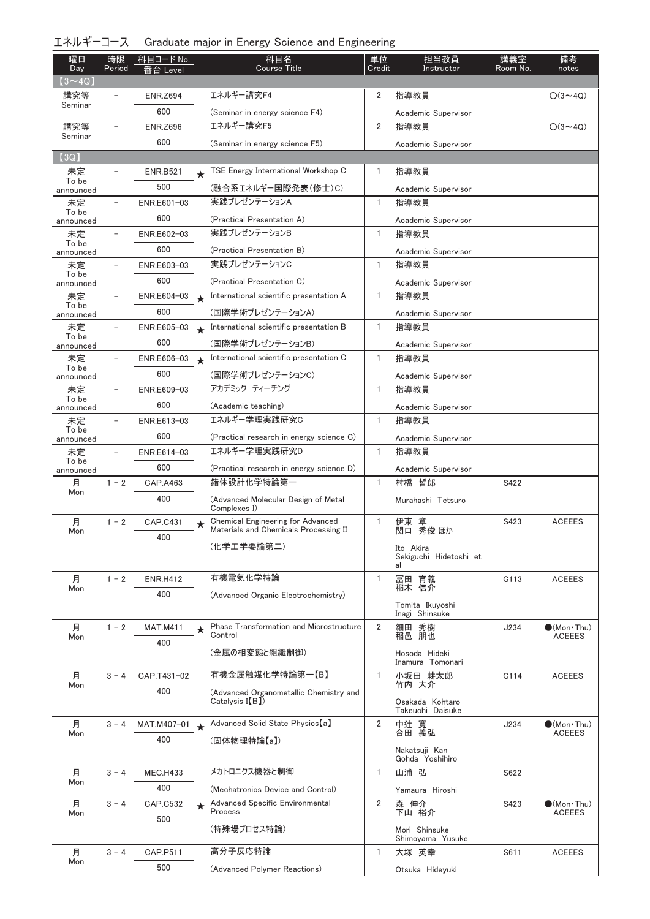## エネルギーコース　Graduate major in Energy Science and Engineering

| 曜日 Day | 時限 Period | 科目コード No. 番台 Level | | 科目名 Course Title | 単位 Credit | 担当教員 Instructor | 講義室 Room No. | 備考 notes |
|---|---|---|---|---|---|---|---|---|
| 【3～4Q】 | | | | | | | | |
| 講究等 Seminar | － | ENR.Z694 600 | | エネルギー講究F4 (Seminar in energy science F4) | 2 | 指導教員 Academic Supervisor | | ○(3～4Q) |
| 講究等 Seminar | － | ENR.Z696 600 | | エネルギー講究F5 (Seminar in energy science F5) | 2 | 指導教員 Academic Supervisor | | ○(3～4Q) |
| 【3Q】 | | | | | | | | |
| 未定 To be announced | － | ENR.B521 500 | ★ | TSE Energy International Workshop C (融合系エネルギー国際発表(修士)C) | 1 | 指導教員 Academic Supervisor | | |
| 未定 To be announced | － | ENR.E601-03 600 | | 実践プレゼンテーションA (Practical Presentation A) | 1 | 指導教員 Academic Supervisor | | |
| 未定 To be announced | － | ENR.E602-03 600 | | 実践プレゼンテーションB (Practical Presentation B) | 1 | 指導教員 Academic Supervisor | | |
| 未定 To be announced | － | ENR.E603-03 600 | | 実践プレゼンテーションC (Practical Presentation C) | 1 | 指導教員 Academic Supervisor | | |
| 未定 To be announced | － | ENR.E604-03 600 | ★ | International scientific presentation A (国際学術プレゼンテーションA) | 1 | 指導教員 Academic Supervisor | | |
| 未定 To be announced | － | ENR.E605-03 600 | ★ | International scientific presentation B (国際学術プレゼンテーションB) | 1 | 指導教員 Academic Supervisor | | |
| 未定 To be announced | － | ENR.E606-03 600 | ★ | International scientific presentation C (国際学術プレゼンテーションC) | 1 | 指導教員 Academic Supervisor | | |
| 未定 To be announced | － | ENR.E609-03 600 | | アカデミック ティーチング (Academic teaching) | 1 | 指導教員 Academic Supervisor | | |
| 未定 To be announced | － | ENR.E613-03 600 | | エネルギー学理実践研究C (Practical research in energy science C) | 1 | 指導教員 Academic Supervisor | | |
| 未定 To be announced | － | ENR.E614-03 600 | | エネルギー学理実践研究D (Practical research in energy science D) | 1 | 指導教員 Academic Supervisor | | |
| 月 Mon | 1－2 | CAP.A463 400 | | 錯体設計化学特論第一 (Advanced Molecular Design of Metal Complexes I) | 1 | 村橋 哲郎 Murahashi Tetsuro | S422 | |
| 月 Mon | 1－2 | CAP.C431 400 | ★ | Chemical Engineering for Advanced Materials and Chemicals Processing II (化学工学要論第二) | 1 | 伊東 章 関口 秀俊 ほか Ito Akira Sekiguchi Hidetoshi et al | S423 | ACEEES |
| 月 Mon | 1－2 | ENR.H412 400 | | 有機電気化学特論 (Advanced Organic Electrochemistry) | 1 | 冨田 育義 稲木 信介 Tomita Ikuyoshi Inagi Shinsuke | G113 | ACEEES |
| 月 Mon | 1－2 | MAT.M411 400 | ★ | Phase Transformation and Microstructure Control (金属の相変態と組織制御) | 2 | 細田 秀樹 稲邑 朋也 Hosoda Hideki Inamura Tomonari | J234 | ●(Mon・Thu) ACEEES |
| 月 Mon | 3－4 | CAP.T431-02 400 | | 有機金属触媒化学特論第一【B】 (Advanced Organometallic Chemistry and Catalysis I【B】) | 1 | 小坂田 耕太郎 竹内 大介 Osakada Kohtaro Takeuchi Daisuke | G114 | ACEEES |
| 月 Mon | 3－4 | MAT.M407-01 400 | ★ | Advanced Solid State Physics【a】 (固体物理特論【a】) | 2 | 中辻 寛 合田 義弘 Nakatsuji Kan Gohda Yoshihiro | J234 | ●(Mon・Thu) ACEEES |
| 月 Mon | 3－4 | MEC.H433 400 | | メカトロニクス機器と制御 (Mechatronics Device and Control) | 1 | 山浦 弘 Yamaura Hiroshi | S622 | |
| 月 Mon | 3－4 | CAP.C532 500 | ★ | Advanced Specific Environmental Process (特殊場プロセス特論) | 2 | 森 伸介 下山 裕介 Mori Shinsuke Shimoyama Yusuke | S423 | ●(Mon・Thu) ACEEES |
| 月 Mon | 3－4 | CAP.P511 500 | | 高分子反応特論 (Advanced Polymer Reactions) | 1 | 大塚 英幸 Otsuka Hideyuki | S611 | ACEEES |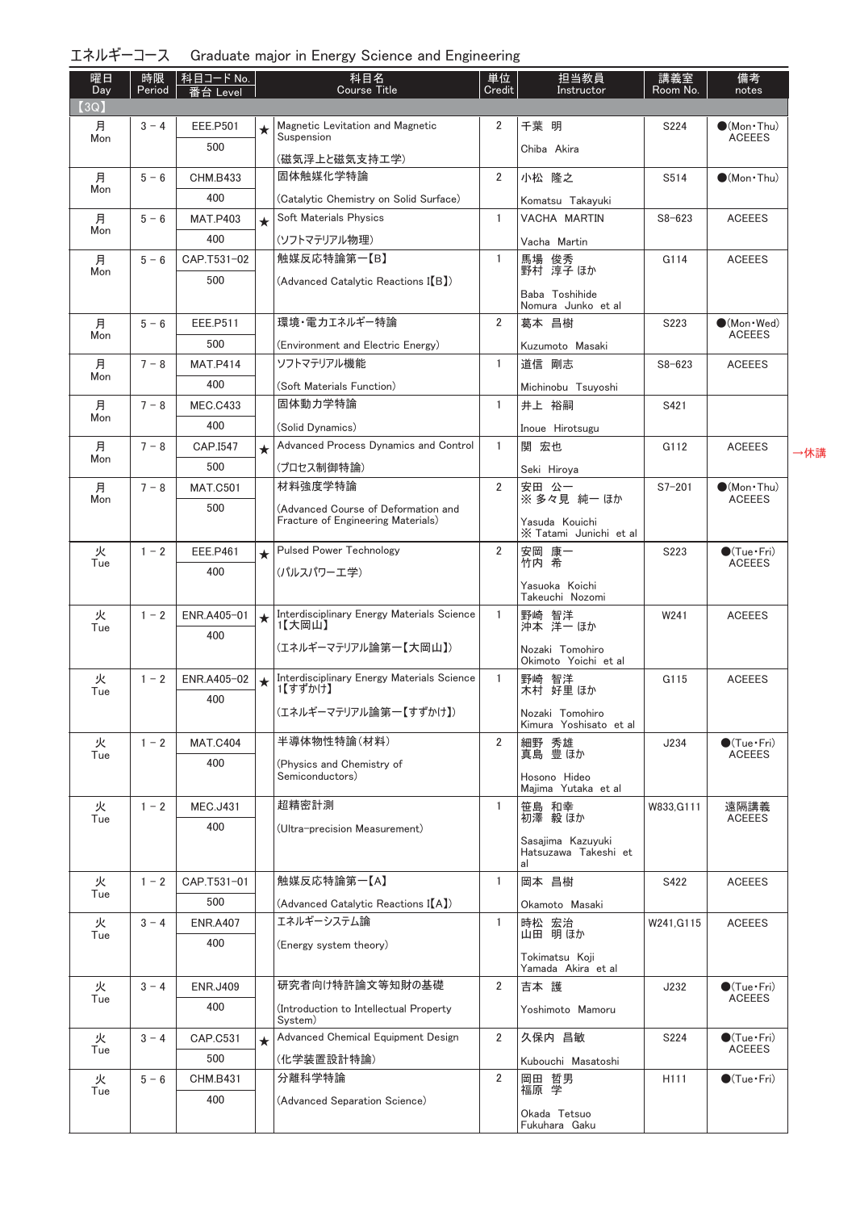エネルギーコース　Graduate major in Energy Science and Engineering

| 曜日 Day | 時限 Period | 科目コード No. 番台 Level | | 科目名 Course Title | 単位 Credit | 担当教員 Instructor | 講義室 Room No. | 備考 notes |
|---|---|---|---|---|---|---|---|---|
| 【3Q】 | | | | | | | | |
| 月 Mon | 3－4 | EEE.P501 500 | ★ | Magnetic Levitation and Magnetic Suspension (磁気浮上と磁気支持工学) | 2 | 千葉　明 Chiba Akira | S224 | ●(Mon・Thu) ACEEES |
| 月 Mon | 5－6 | CHM.B433 400 | | 固体触媒化学特論 (Catalytic Chemistry on Solid Surface) | 2 | 小松　隆之 Komatsu Takayuki | S514 | ●(Mon・Thu) |
| 月 Mon | 5－6 | MAT.P403 400 | ★ | Soft Materials Physics (ソフトマテリアル物理) | 1 | VACHA MARTIN Vacha Martin | S8-623 | ACEEES |
| 月 Mon | 5－6 | CAP.T531-02 500 | | 触媒反応特論第一【B】 (Advanced Catalytic Reactions I【B】) | 1 | 馬場　俊秀 野村　淳子 ほか Baba Toshihide Nomura Junko et al | G114 | ACEEES |
| 月 Mon | 5－6 | EEE.P511 500 | | 環境・電力エネルギー特論 (Environment and Electric Energy) | 2 | 葛本　昌樹 Kuzumoto Masaki | S223 | ●(Mon・Wed) ACEEES |
| 月 Mon | 7－8 | MAT.P414 400 | | ソフトマテリアル機能 (Soft Materials Function) | 1 | 道信　剛志 Michinobu Tsuyoshi | S8-623 | ACEEES |
| 月 Mon | 7－8 | MEC.C433 400 | | 固体動力学特論 (Solid Dynamics) | 1 | 井上　裕嗣 Inoue Hirotsugu | S421 | |
| 月 Mon | 7－8 | CAP.I547 500 | ★ | Advanced Process Dynamics and Control (プロセス制御特論) | 1 | 関　宏也 Seki Hiroya | G112 | ACEEES →休講 |
| 月 Mon | 7－8 | MAT.C501 500 | | 材料強度学特論 (Advanced Course of Deformation and Fracture of Engineering Materials) | 2 | 安田　公一 ※多々見　純一 ほか Yasuda Kouichi ※Tatami Junichi et al | S7-201 | ●(Mon・Thu) ACEEES |
| 火 Tue | 1－2 | EEE.P461 400 | ★ | Pulsed Power Technology (パルスパワー工学) | 2 | 安岡　康一 竹内　希 Yasuoka Koichi Takeuchi Nozomi | S223 | ●(Tue・Fri) ACEEES |
| 火 Tue | 1－2 | ENR.A405-01 400 | ★ | Interdisciplinary Energy Materials Science 1【大岡山】 (エネルギーマテリアル論第一【大岡山】) | 1 | 野崎　智洋 沖本　洋一 ほか Nozaki Tomohiro Okimoto Yoichi et al | W241 | ACEEES |
| 火 Tue | 1－2 | ENR.A405-02 400 | ★ | Interdisciplinary Energy Materials Science 1【すずかけ】 (エネルギーマテリアル論第一【すずかけ】) | 1 | 野崎　智洋 木村　好里 ほか Nozaki Tomohiro Kimura Yoshisato et al | G115 | ACEEES |
| 火 Tue | 1－2 | MAT.C404 400 | | 半導体物性特論(材料) (Physics and Chemistry of Semiconductors) | 2 | 細野　秀雄 真島　豊 ほか Hosono Hideo Majima Yutaka et al | J234 | ●(Tue・Fri) ACEEES |
| 火 Tue | 1－2 | MEC.J431 400 | | 超精密計測 (Ultra-precision Measurement) | 1 | 笹島　和幸 初澤　毅 ほか Sasajima Kazuyuki Hatsuzawa Takeshi et al | W833,G111 | 遠隔講義 ACEEES |
| 火 Tue | 1－2 | CAP.T531-01 500 | | 触媒反応特論第一【A】 (Advanced Catalytic Reactions I【A】) | 1 | 岡本　昌樹 Okamoto Masaki | S422 | ACEEES |
| 火 Tue | 3－4 | ENR.A407 400 | | エネルギーシステム論 (Energy system theory) | 1 | 時松　宏治 山田　明 ほか Tokimatsu Koji Yamada Akira et al | W241,G115 | ACEEES |
| 火 Tue | 3－4 | ENR.J409 400 | | 研究者向け特許論文等知財の基礎 (Introduction to Intellectual Property System) | 2 | 吉本　護 Yoshimoto Mamoru | J232 | ●(Tue・Fri) ACEEES |
| 火 Tue | 3－4 | CAP.C531 500 | ★ | Advanced Chemical Equipment Design (化学装置設計特論) | 2 | 久保内　昌敏 Kubouchi Masatoshi | S224 | ●(Tue・Fri) ACEEES |
| 火 Tue | 5－6 | CHM.B431 400 | | 分離科学特論 (Advanced Separation Science) | 2 | 岡田　哲男 福原　学 Okada Tetsuo Fukuhara Gaku | H111 | ●(Tue・Fri) |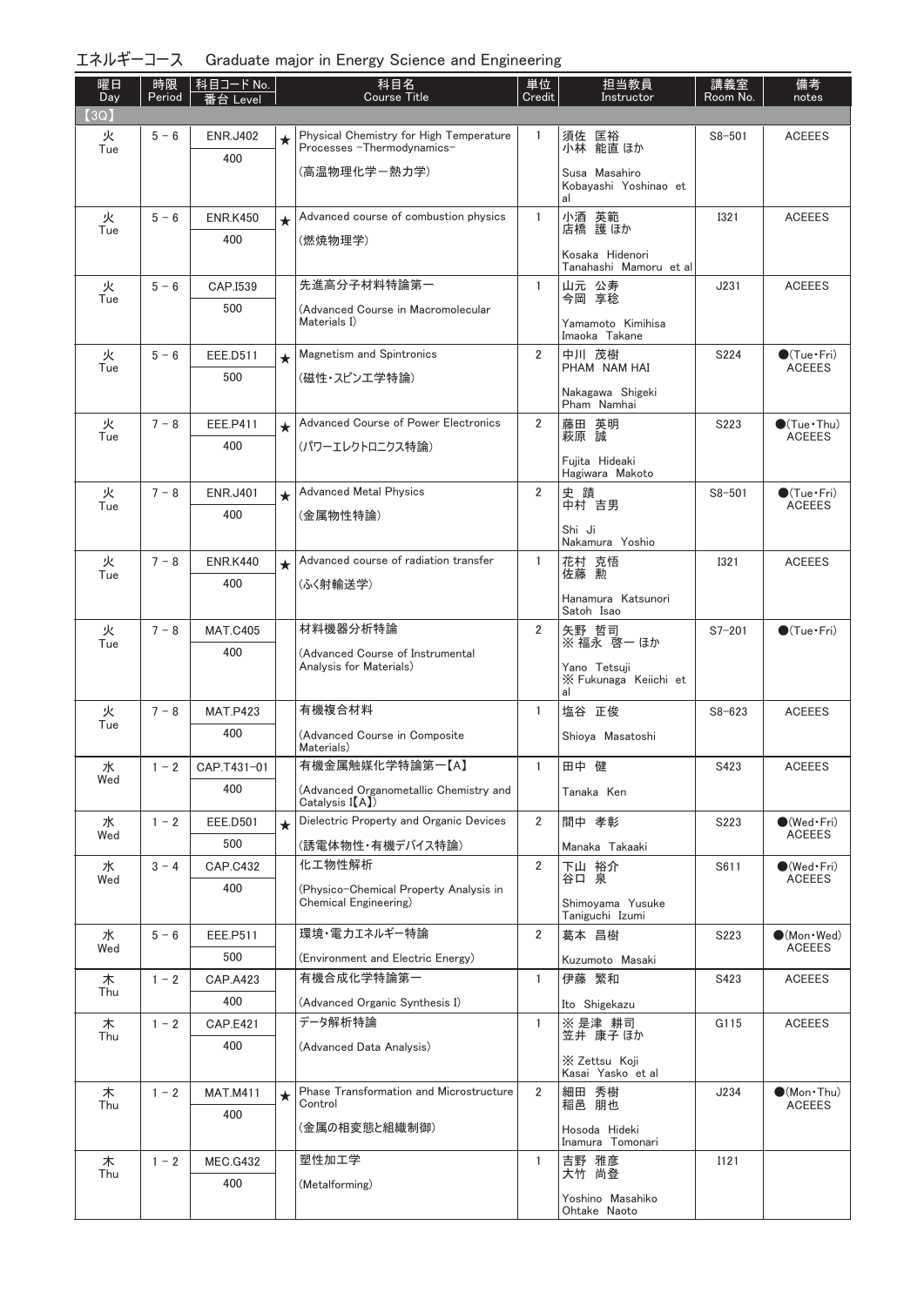## エネルギーコース　Graduate major in Energy Science and Engineering

| 曜日 Day | 時限 Period | 科目コード No. 番台 Level | | 科目名 Course Title | 単位 Credit | 担当教員 Instructor | 講義室 Room No. | 備考 notes |
|---|---|---|---|---|---|---|---|---|
| 【3Q】 | | | | | | | | |
| 火 Tue | 5－6 | ENR.J402 400 | ★ | Physical Chemistry for High Temperature Processes -Thermodynamics- (高温物理化学－熱力学) | 1 | 須佐 匡裕 小林 能直 ほか Susa Masahiro Kobayashi Yoshinao et al | S8-501 | ACEEES |
| 火 Tue | 5－6 | ENR.K450 400 | ★ | Advanced course of combustion physics (燃焼物理学) | 1 | 小酒 英範 店橋 護 ほか Kosaka Hidenori Tanahashi Mamoru et al | I321 | ACEEES |
| 火 Tue | 5－6 | CAP.I539 500 | | 先進高分子材料特論第一 (Advanced Course in Macromolecular Materials I) | 1 | 山元 公寿 今岡 享稔 Yamamoto Kimihisa Imaoka Takane | J231 | ACEEES |
| 火 Tue | 5－6 | EEE.D511 500 | ★ | Magnetism and Spintronics (磁性・スピン工学特論) | 2 | 中川 茂樹 PHAM NAM HAI Nakagawa Shigeki Pham Namhai | S224 | ●(Tue・Fri) ACEEES |
| 火 Tue | 7－8 | EEE.P411 400 | ★ | Advanced Course of Power Electronics (パワーエレクトロニクス特論) | 2 | 藤田 英明 萩原 誠 Fujita Hideaki Hagiwara Makoto | S223 | ●(Tue・Thu) ACEEES |
| 火 Tue | 7－8 | ENR.J401 400 | ★ | Advanced Metal Physics (金属物性特論) | 2 | 史 蹟 中村 吉男 Shi Ji Nakamura Yoshio | S8-501 | ●(Tue・Fri) ACEEES |
| 火 Tue | 7－8 | ENR.K440 400 | ★ | Advanced course of radiation transfer (ふく射輸送学) | 1 | 花村 克悟 佐藤 勲 Hanamura Katsunori Satoh Isao | I321 | ACEEES |
| 火 Tue | 7－8 | MAT.C405 400 | | 材料機器分析特論 (Advanced Course of Instrumental Analysis for Materials) | 2 | 矢野 哲司 ※福永 啓一 ほか Yano Tetsuji ※Fukunaga Keiichi et al | S7-201 | ●(Tue・Fri) |
| 火 Tue | 7－8 | MAT.P423 400 | | 有機複合材料 (Advanced Course in Composite Materials) | 1 | 塩谷 正俊 Shioya Masatoshi | S8-623 | ACEEES |
| 水 Wed | 1－2 | CAP.T431-01 400 | | 有機金属触媒化学特論第一【A】 (Advanced Organometallic Chemistry and Catalysis I【A】) | 1 | 田中 健 Tanaka Ken | S423 | ACEEES |
| 水 Wed | 1－2 | EEE.D501 500 | ★ | Dielectric Property and Organic Devices (誘電体物性・有機デバイス特論) | 2 | 間中 孝彰 Manaka Takaaki | S223 | ●(Wed・Fri) ACEEES |
| 水 Wed | 3－4 | CAP.C432 400 | | 化工物性解析 (Physico-Chemical Property Analysis in Chemical Engineering) | 2 | 下山 裕介 谷口 泉 Shimoyama Yusuke Taniguchi Izumi | S611 | ●(Wed・Fri) ACEEES |
| 水 Wed | 5－6 | EEE.P511 500 | | 環境・電力エネルギー特論 (Environment and Electric Energy) | 2 | 葛本 昌樹 Kuzumoto Masaki | S223 | ●(Mon・Wed) ACEEES |
| 木 Thu | 1－2 | CAP.A423 400 | | 有機合成化学特論第一 (Advanced Organic Synthesis I) | 1 | 伊藤 繁和 Ito Shigekazu | S423 | ACEEES |
| 木 Thu | 1－2 | CAP.E421 400 | | データ解析特論 (Advanced Data Analysis) | 1 | ※是津 耕司 笠井 康子 ほか ※Zettsu Koji Kasai Yasko et al | G115 | ACEEES |
| 木 Thu | 1－2 | MAT.M411 400 | ★ | Phase Transformation and Microstructure Control (金属の相変態と組織制御) | 2 | 細田 秀樹 稲邑 朋也 Hosoda Hideki Inamura Tomonari | J234 | ●(Mon・Thu) ACEEES |
| 木 Thu | 1－2 | MEC.G432 400 | | 塑性加工学 (Metalforming) | 1 | 吉野 雅彦 大竹 尚登 Yoshino Masahiko Ohtake Naoto | I121 | |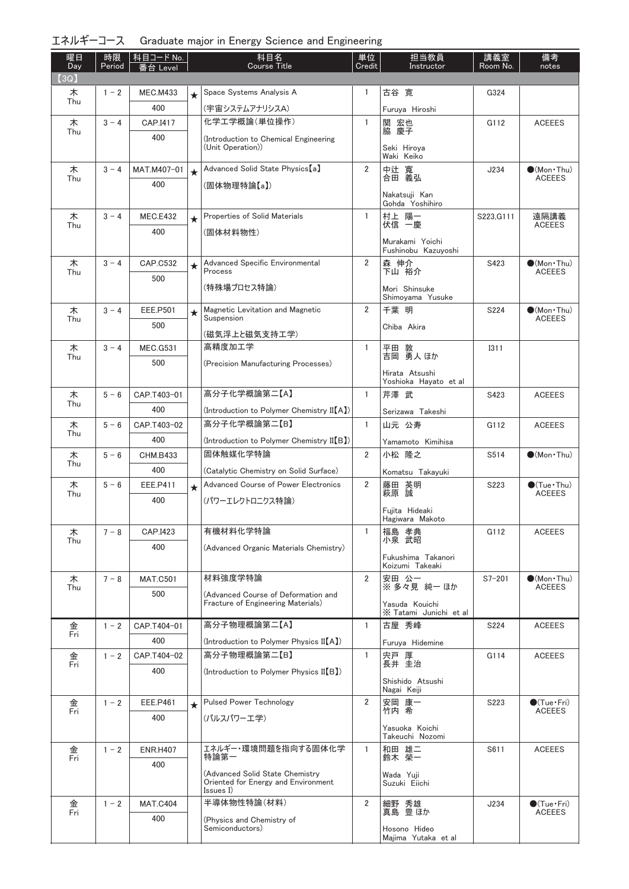## エネルギーコース　Graduate major in Energy Science and Engineering

| 曜日 Day | 時限 Period | 科目コード No. 番台 Level | | 科目名 Course Title | 単位 Credit | 担当教員 Instructor | 講義室 Room No. | 備考 notes |
|---|---|---|---|---|---|---|---|---|
| 【3Q】 | | | | | | | | |
| 木 Thu | 1－2 | MEC.M433 400 | ★ | Space Systems Analysis A (宇宙システムアナリシスA) | 1 | 古谷 寛 Furuya Hiroshi | G324 | |
| 木 Thu | 3－4 | CAP.I417 400 | | 化学工学概論(単位操作) (Introduction to Chemical Engineering (Unit Operation)) | 1 | 関 宏也 脇 慶子 Seki Hiroya Waki Keiko | G112 | ACEEES |
| 木 Thu | 3－4 | MAT.M407-01 400 | ★ | Advanced Solid State Physics【a】 (固体物理特論【a】) | 2 | 中辻 寛 合田 義弘 Nakatsuji Kan Gohda Yoshihiro | J234 | ●(Mon・Thu) ACEEES |
| 木 Thu | 3－4 | MEC.E432 400 | ★ | Properties of Solid Materials (固体材料物性) | 1 | 村上 陽一 伏信 一慶 Murakami Yoichi Fushinobu Kazuyoshi | S223,G111 | 遠隔講義 ACEEES |
| 木 Thu | 3－4 | CAP.C532 500 | ★ | Advanced Specific Environmental Process (特殊場プロセス特論) | 2 | 森 伸介 下山 裕介 Mori Shinsuke Shimoyama Yusuke | S423 | ●(Mon・Thu) ACEEES |
| 木 Thu | 3－4 | EEE.P501 500 | ★ | Magnetic Levitation and Magnetic Suspension (磁気浮上と磁気支持工学) | 2 | 千葉 明 Chiba Akira | S224 | ●(Mon・Thu) ACEEES |
| 木 Thu | 3－4 | MEC.G531 500 | | 高精度加工学 (Precision Manufacturing Processes) | 1 | 平田 敦 吉岡 勇人 ほか Hirata Atsushi Yoshioka Hayato et al | I311 | |
| 木 Thu | 5－6 | CAP.T403-01 400 | | 高分子化学概論第二【A】 (Introduction to Polymer Chemistry II【A】) | 1 | 芹澤 武 Serizawa Takeshi | S423 | ACEEES |
| 木 Thu | 5－6 | CAP.T403-02 400 | | 高分子化学概論第二【B】 (Introduction to Polymer Chemistry II【B】) | 1 | 山元 公寿 Yamamoto Kimihisa | G112 | ACEEES |
| 木 Thu | 5－6 | CHM.B433 400 | | 固体触媒化学特論 (Catalytic Chemistry on Solid Surface) | 2 | 小松 隆之 Komatsu Takayuki | S514 | ●(Mon・Thu) |
| 木 Thu | 5－6 | EEE.P411 400 | ★ | Advanced Course of Power Electronics (パワーエレクトロニクス特論) | 2 | 藤田 英明 萩原 誠 Fujita Hideaki Hagiwara Makoto | S223 | ●(Tue・Thu) ACEEES |
| 木 Thu | 7－8 | CAP.I423 400 | | 有機材料化学特論 (Advanced Organic Materials Chemistry) | 1 | 福島 孝典 小泉 武昭 Fukushima Takanori Koizumi Takeaki | G112 | ACEEES |
| 木 Thu | 7－8 | MAT.C501 500 | | 材料強度学特論 (Advanced Course of Deformation and Fracture of Engineering Materials) | 2 | 安田 公一 ※ 多々見 純一 ほか Yasuda Kouichi ※ Tatami Junichi et al | S7-201 | ●(Mon・Thu) ACEEES |
| 金 Fri | 1－2 | CAP.T404-01 400 | | 高分子物理概論第二【A】 (Introduction to Polymer Physics II【A】) | 1 | 古屋 秀峰 Furuya Hidemine | S224 | ACEEES |
| 金 Fri | 1－2 | CAP.T404-02 400 | | 高分子物理概論第二【B】 (Introduction to Polymer Physics II【B】) | 1 | 宍戸 厚 長井 圭治 Shishido Atsushi Nagai Keiji | G114 | ACEEES |
| 金 Fri | 1－2 | EEE.P461 400 | ★ | Pulsed Power Technology (パルスパワー工学) | 2 | 安岡 康一 竹内 希 Yasuoka Koichi Takeuchi Nozomi | S223 | ●(Tue・Fri) ACEEES |
| 金 Fri | 1－2 | ENR.H407 400 | | エネルギー・環境問題を指向する固体化学特論第一 (Advanced Solid State Chemistry Oriented for Energy and Environment Issues I) | 1 | 和田 雄二 鈴木 榮一 Wada Yuji Suzuki Eiichi | S611 | ACEEES |
| 金 Fri | 1－2 | MAT.C404 400 | | 半導体物性特論(材料) (Physics and Chemistry of Semiconductors) | 2 | 細野 秀雄 真島 豊 ほか Hosono Hideo Majima Yutaka et al | J234 | ●(Tue・Fri) ACEEES |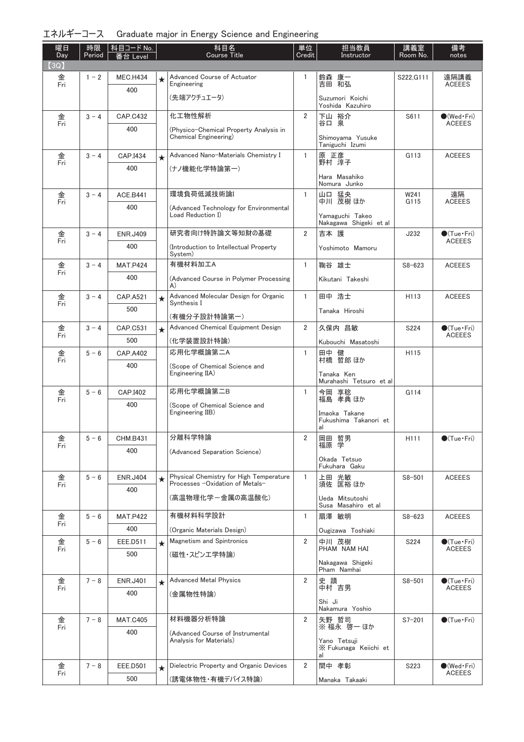## エネルギーコース　Graduate major in Energy Science and Engineering

| 曜日 Day | 時限 Period | 科目コード No. 番台 Level | | 科目名 Course Title | 単位 Credit | 担当教員 Instructor | 講義室 Room No. | 備考 notes |
|---|---|---|---|---|---|---|---|---|
| 【3Q】 | | | | | | | | |
| 金 Fri | 1－2 | MEC.H434 400 | ★ | Advanced Course of Actuator Engineering (先端アクチュエータ) | 1 | 鈴森 康一 吉田 和弘 Suzumori Koichi Yoshida Kazuhiro | S222,G111 | 遠隔講義 ACEEES |
| 金 Fri | 3－4 | CAP.C432 400 | | 化工物性解析 (Physico-Chemical Property Analysis in Chemical Engineering) | 2 | 下山 裕介 谷口 泉 Shimoyama Yusuke Taniguchi Izumi | S611 | ●(Wed・Fri) ACEEES |
| 金 Fri | 3－4 | CAP.I434 400 | ★ | Advanced Nano-Materials Chemistry I (ナノ機能化学特論第一) | 1 | 原 正彦 野村 淳子 Hara Masahiko Nomura Junko | G113 | ACEEES |
| 金 Fri | 3－4 | ACE.B441 400 | | 環境負荷低減技術論I (Advanced Technology for Environmental Load Reduction I) | 1 | 山口 猛央 中川 茂樹 ほか Yamaguchi Takeo Nakagawa Shigeki et al | W241 G115 | 遠隔 ACEEES |
| 金 Fri | 3－4 | ENR.J409 400 | | 研究者向け特許論文等知財の基礎 (Introduction to Intellectual Property System) | 2 | 吉本 護 Yoshimoto Mamoru | J232 | ●(Tue・Fri) ACEEES |
| 金 Fri | 3－4 | MAT.P424 400 | | 有機材料加工A (Advanced Course in Polymer Processing A) | 1 | 鞠谷 雄士 Kikutani Takeshi | S8-623 | ACEEES |
| 金 Fri | 3－4 | CAP.A521 500 | ★ | Advanced Molecular Design for Organic Synthesis I (有機分子設計特論第一) | 1 | 田中 浩士 Tanaka Hiroshi | H113 | ACEEES |
| 金 Fri | 3－4 | CAP.C531 500 | ★ | Advanced Chemical Equipment Design (化学装置設計特論) | 2 | 久保内 昌敏 Kubouchi Masatoshi | S224 | ●(Tue・Fri) ACEEES |
| 金 Fri | 5－6 | CAP.A402 400 | | 応用化学概論第二A (Scope of Chemical Science and Engineering IIA) | 1 | 田中 健 村橋 哲郎 ほか Tanaka Ken Murahashi Tetsuro et al | H115 | |
| 金 Fri | 5－6 | CAP.I402 400 | | 応用化学概論第二B (Scope of Chemical Science and Engineering IIB) | 1 | 今岡 享稔 福島 孝典 ほか Imaoka Takane Fukushima Takanori et al | G114 | |
| 金 Fri | 5－6 | CHM.B431 400 | | 分離科学特論 (Advanced Separation Science) | 2 | 岡田 哲男 福原 学 Okada Tetsuo Fukuhara Gaku | H111 | ●(Tue・Fri) |
| 金 Fri | 5－6 | ENR.J404 400 | ★ | Physical Chemistry for High Temperature Processes -Oxidation of Metals- (高温物理化学ー金属の高温酸化) | 1 | 上田 光敏 須佐 匡裕 ほか Ueda Mitsutoshi Susa Masahiro et al | S8-501 | ACEEES |
| 金 Fri | 5－6 | MAT.P422 400 | | 有機材料科学設計 (Organic Materials Design) | 1 | 扇澤 敏明 Ougizawa Toshiaki | S8-623 | ACEEES |
| 金 Fri | 5－6 | EEE.D511 500 | ★ | Magnetism and Spintronics (磁性・スピン工学特論) | 2 | 中川 茂樹 PHAM NAM HAI Nakagawa Shigeki Pham Namhai | S224 | ●(Tue・Fri) ACEEES |
| 金 Fri | 7－8 | ENR.J401 400 | ★ | Advanced Metal Physics (金属物性特論) | 2 | 史 蹟 中村 吉男 Shi Ji Nakamura Yoshio | S8-501 | ●(Tue・Fri) ACEEES |
| 金 Fri | 7－8 | MAT.C405 400 | | 材料機器分析特論 (Advanced Course of Instrumental Analysis for Materials) | 2 | 矢野 哲司 ※ 福永 啓一 ほか Yano Tetsuji ※ Fukunaga Keiichi et al | S7-201 | ●(Tue・Fri) |
| 金 Fri | 7－8 | EEE.D501 500 | ★ | Dielectric Property and Organic Devices (誘電体物性・有機デバイス特論) | 2 | 間中 孝彰 Manaka Takaaki | S223 | ●(Wed・Fri) ACEEES |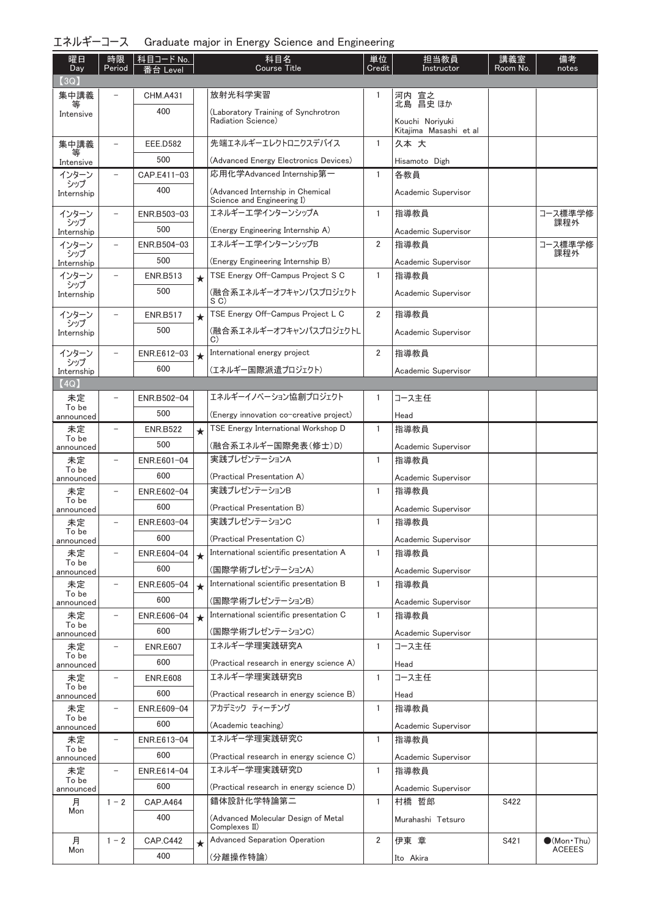## エネルギーコース　Graduate major in Energy Science and Engineering

| 曜日 Day | 時限 Period | 科目コード No. 番台 Level | | 科目名 Course Title | 単位 Credit | 担当教員 Instructor | 講義室 Room No. | 備考 notes |
|---|---|---|---|---|---|---|---|---|
| 【3Q】 | | | | | | | | |
| 集中講義等 Intensive | − | CHM.A431 400 | | 放射光科学実習 (Laboratory Training of Synchrotron Radiation Science) | 1 | 河内 宣之 北島 昌史 ほか Kouchi Noriyuki Kitajima Masashi et al | | |
| 集中講義等 Intensive | − | EEE.D582 500 | | 先端エネルギーエレクトロニクスデバイス (Advanced Energy Electronics Devices) | 1 | 久本 大 Hisamoto Digh | | |
| インターンシップ Internship | − | CAP.E411-03 400 | | 応用化学Advanced Internship第一 (Advanced Internship in Chemical Science and Engineering I) | 1 | 各教員 Academic Supervisor | | |
| インターンシップ Internship | − | ENR.B503-03 500 | | エネルギー工学インターンシップA (Energy Engineering Internship A) | 1 | 指導教員 Academic Supervisor | | コース標準学修課程外 |
| インターンシップ Internship | − | ENR.B504-03 500 | | エネルギー工学インターンシップB (Energy Engineering Internship B) | 2 | 指導教員 Academic Supervisor | | コース標準学修課程外 |
| インターンシップ Internship | − | ENR.B513 500 | ★ | TSE Energy Off-Campus Project S C (融合系エネルギーオフキャンパスプロジェクトS C) | 1 | 指導教員 Academic Supervisor | | |
| インターンシップ Internship | − | ENR.B517 500 | ★ | TSE Energy Off-Campus Project L C (融合系エネルギーオフキャンパスプロジェクトL C) | 2 | 指導教員 Academic Supervisor | | |
| インターンシップ Internship | − | ENR.E612-03 600 | ★ | International energy project (エネルギー国際派遣プロジェクト) | 2 | 指導教員 Academic Supervisor | | |
| 【4Q】 | | | | | | | | |
| 未定 To be announced | − | ENR.B502-04 500 | | エネルギーイノベーション協創プロジェクト (Energy innovation co-creative project) | 1 | コース主任 Head | | |
| 未定 To be announced | − | ENR.B522 500 | ★ | TSE Energy International Workshop D (融合系エネルギー国際発表(修士)D) | 1 | 指導教員 Academic Supervisor | | |
| 未定 To be announced | − | ENR.E601-04 600 | | 実践プレゼンテーションA (Practical Presentation A) | 1 | 指導教員 Academic Supervisor | | |
| 未定 To be announced | − | ENR.E602-04 600 | | 実践プレゼンテーションB (Practical Presentation B) | 1 | 指導教員 Academic Supervisor | | |
| 未定 To be announced | − | ENR.E603-04 600 | | 実践プレゼンテーションC (Practical Presentation C) | 1 | 指導教員 Academic Supervisor | | |
| 未定 To be announced | − | ENR.E604-04 600 | ★ | International scientific presentation A (国際学術プレゼンテーションA) | 1 | 指導教員 Academic Supervisor | | |
| 未定 To be announced | − | ENR.E605-04 600 | ★ | International scientific presentation B (国際学術プレゼンテーションB) | 1 | 指導教員 Academic Supervisor | | |
| 未定 To be announced | − | ENR.E606-04 600 | ★ | International scientific presentation C (国際学術プレゼンテーションC) | 1 | 指導教員 Academic Supervisor | | |
| 未定 To be announced | − | ENR.E607 600 | | エネルギー学理実践研究A (Practical research in energy science A) | 1 | コース主任 Head | | |
| 未定 To be announced | − | ENR.E608 600 | | エネルギー学理実践研究B (Practical research in energy science B) | 1 | コース主任 Head | | |
| 未定 To be announced | − | ENR.E609-04 600 | | アカデミック ティーチング (Academic teaching) | 1 | 指導教員 Academic Supervisor | | |
| 未定 To be announced | − | ENR.E613-04 600 | | エネルギー学理実践研究C (Practical research in energy science C) | 1 | 指導教員 Academic Supervisor | | |
| 未定 To be announced | − | ENR.E614-04 600 | | エネルギー学理実践研究D (Practical research in energy science D) | 1 | 指導教員 Academic Supervisor | | |
| 月 Mon | 1 − 2 | CAP.A464 400 | | 錯体設計化学特論第二 (Advanced Molecular Design of Metal Complexes II) | 1 | 村橋 哲郎 Murahashi Tetsuro | S422 | |
| 月 Mon | 1 − 2 | CAP.C442 400 | ★ | Advanced Separation Operation (分離操作特論) | 2 | 伊東 章 Ito Akira | S421 | ●(Mon・Thu) ACEEES |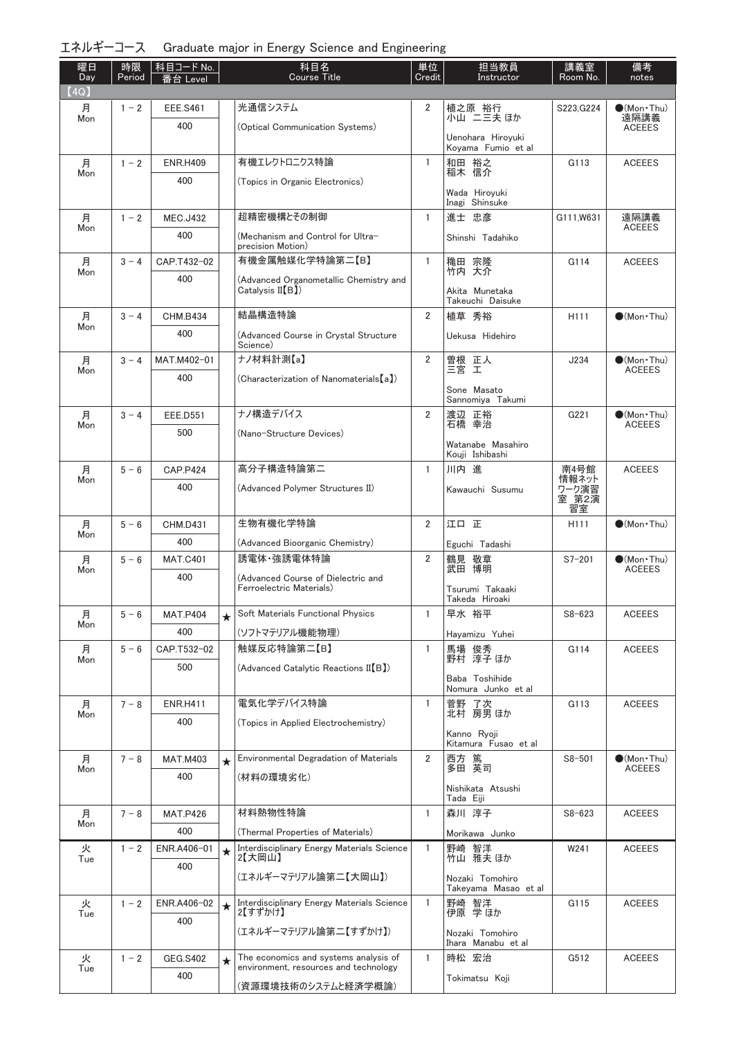## エネルギーコース　Graduate major in Energy Science and Engineering

| 曜日 Day | 時限 Period | 科目コード No. 番台 Level | | 科目名 Course Title | 単位 Credit | 担当教員 Instructor | 講義室 Room No. | 備考 notes |
|---|---|---|---|---|---|---|---|---|
| 【4Q】 | | | | | | | | |
| 月 Mon | 1－2 | EEE.S461 400 | | 光通信システム (Optical Communication Systems) | 2 | 植之原 裕行 小山 二三夫 ほか Uenohara Hiroyuki Koyama Fumio et al | S223,G224 | ●(Mon・Thu) 遠隔講義 ACEEES |
| 月 Mon | 1－2 | ENR.H409 400 | | 有機エレクトロニクス特論 (Topics in Organic Electronics) | 1 | 和田 裕之 稲木 信介 Wada Hiroyuki Inagi Shinsuke | G113 | ACEEES |
| 月 Mon | 1－2 | MEC.J432 400 | | 超精密機構とその制御 (Mechanism and Control for Ultra-precision Motion) | 1 | 進士 忠彦 Shinshi Tadahiko | G111,W631 | 遠隔講義 ACEEES |
| 月 Mon | 3－4 | CAP.T432-02 400 | | 有機金属触媒化学特論第二【B】 (Advanced Organometallic Chemistry and Catalysis II【B】) | 1 | 穐田 宗隆 竹内 大介 Akita Munetaka Takeuchi Daisuke | G114 | ACEEES |
| 月 Mon | 3－4 | CHM.B434 400 | | 結晶構造特論 (Advanced Course in Crystal Structure Science) | 2 | 植草 秀裕 Uekusa Hidehiro | H111 | ●(Mon・Thu) |
| 月 Mon | 3－4 | MAT.M402-01 400 | | ナノ材料計測【a】 (Characterization of Nanomaterials【a】) | 2 | 曽根 正人 三宮 工 Sone Masato Sannomiya Takumi | J234 | ●(Mon・Thu) ACEEES |
| 月 Mon | 3－4 | EEE.D551 500 | | ナノ構造デバイス (Nano-Structure Devices) | 2 | 渡辺 正裕 石橋 幸治 Watanabe Masahiro Kouji Ishibashi | G221 | ●(Mon・Thu) ACEEES |
| 月 Mon | 5－6 | CAP.P424 400 | | 高分子構造特論第二 (Advanced Polymer Structures II) | 1 | 川内 進 Kawauchi Susumu | 南4号館 情報ネットワーク演習室 第2演習室 | ACEEES |
| 月 Mon | 5－6 | CHM.D431 400 | | 生物有機化学特論 (Advanced Bioorganic Chemistry) | 2 | 江口 正 Eguchi Tadashi | H111 | ●(Mon・Thu) |
| 月 Mon | 5－6 | MAT.C401 400 | | 誘電体・強誘電体特論 (Advanced Course of Dielectric and Ferroelectric Materials) | 2 | 鶴見 敬章 武田 博明 Tsurumi Takaaki Takeda Hiroaki | S7-201 | ●(Mon・Thu) ACEEES |
| 月 Mon | 5－6 | MAT.P404 400 | ★ | Soft Materials Functional Physics (ソフトマテリアル機能物理) | 1 | 早水 裕平 Hayamizu Yuhei | S8-623 | ACEEES |
| 月 Mon | 5－6 | CAP.T532-02 500 | | 触媒反応特論第二【B】 (Advanced Catalytic Reactions II【B】) | 1 | 馬場 俊秀 野村 淳子 ほか Baba Toshihide Nomura Junko et al | G114 | ACEEES |
| 月 Mon | 7－8 | ENR.H411 400 | | 電気化学デバイス特論 (Topics in Applied Electrochemistry) | 1 | 菅野 了次 北村 房男 ほか Kanno Ryoji Kitamura Fusao et al | G113 | ACEEES |
| 月 Mon | 7－8 | MAT.M403 400 | ★ | Environmental Degradation of Materials (材料の環境劣化) | 2 | 西方 篤 多田 英司 Nishikata Atsushi Tada Eiji | S8-501 | ●(Mon・Thu) ACEEES |
| 月 Mon | 7－8 | MAT.P426 400 | | 材料熱物性特論 (Thermal Properties of Materials) | 1 | 森川 淳子 Morikawa Junko | S8-623 | ACEEES |
| 火 Tue | 1－2 | ENR.A406-01 400 | ★ | Interdisciplinary Energy Materials Science 2【大岡山】 (エネルギーマテリアル論第二【大岡山】) | 1 | 野崎 智洋 竹山 雅夫 ほか Nozaki Tomohiro Takeyama Masao et al | W241 | ACEEES |
| 火 Tue | 1－2 | ENR.A406-02 400 | ★ | Interdisciplinary Energy Materials Science 2【すずかけ】 (エネルギーマテリアル論第二【すずかけ】) | 1 | 野崎 智洋 伊原 学 ほか Nozaki Tomohiro Ihara Manabu et al | G115 | ACEEES |
| 火 Tue | 1－2 | GEG.S402 400 | ★ | The economics and systems analysis of environment, resources and technology (資源環境技術のシステムと経済学概論) | 1 | 時松 宏治 Tokimatsu Koji | G512 | ACEEES |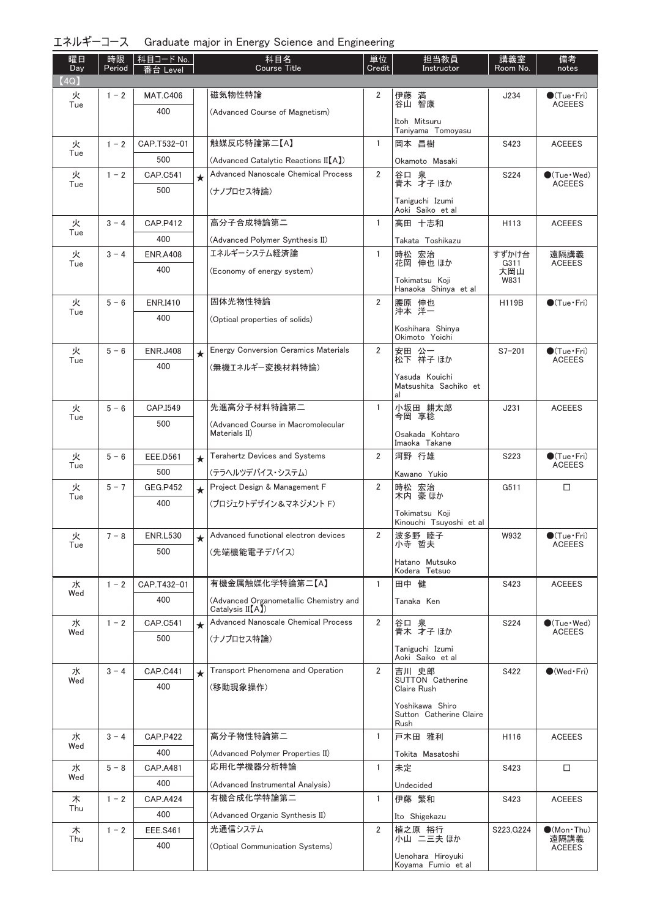## エネルギーコース　Graduate major in Energy Science and Engineering

| 曜日 Day | 時限 Period | 科目コード No. 番台 Level | | 科目名 Course Title | 単位 Credit | 担当教員 Instructor | 講義室 Room No. | 備考 notes |
|---|---|---|---|---|---|---|---|---|
| 【4Q】 | | | | | | | | |
| 火 Tue | 1－2 | MAT.C406 400 | | 磁気物性特論 (Advanced Course of Magnetism) | 2 | 伊藤 満 谷山 智康 Itoh Mitsuru Taniyama Tomoyasu | J234 | ●(Tue・Fri) ACEEES |
| 火 Tue | 1－2 | CAP.T532-01 500 | | 触媒反応特論第二【A】 (Advanced Catalytic Reactions II【A】) | 1 | 岡本 昌樹 Okamoto Masaki | S423 | ACEEES |
| 火 Tue | 1－2 | CAP.C541 500 | ★ | Advanced Nanoscale Chemical Process (ナノプロセス特論) | 2 | 谷口 泉 青木 才子 ほか Taniguchi Izumi Aoki Saiko et al | S224 | ●(Tue・Wed) ACEEES |
| 火 Tue | 3－4 | CAP.P412 400 | | 高分子合成特論第二 (Advanced Polymer Synthesis II) | 1 | 高田 十志和 Takata Toshikazu | H113 | ACEEES |
| 火 Tue | 3－4 | ENR.A408 400 | | エネルギーシステム経済論 (Economy of energy system) | 1 | 時松 宏治 花岡 伸也 ほか Tokimatsu Koji Hanaoka Shinya et al | すずかけ台 G311 大岡山 W831 | 遠隔講義 ACEEES |
| 火 Tue | 5－6 | ENR.I410 400 | | 固体光物性特論 (Optical properties of solids) | 2 | 腰原 伸也 沖本 洋一 Koshihara Shinya Okimoto Yoichi | H119B | ●(Tue・Fri) |
| 火 Tue | 5－6 | ENR.J408 400 | ★ | Energy Conversion Ceramics Materials (無機エネルギー変換材料特論) | 2 | 安田 公一 松下 祥子 ほか Yasuda Kouichi Matsushita Sachiko et al | S7-201 | ●(Tue・Fri) ACEEES |
| 火 Tue | 5－6 | CAP.I549 500 | | 先進高分子材料特論第二 (Advanced Course in Macromolecular Materials II) | 1 | 小坂田 耕太郎 今岡 享稔 Osakada Kohtaro Imaoka Takane | J231 | ACEEES |
| 火 Tue | 5－6 | EEE.D561 500 | ★ | Terahertz Devices and Systems (テラヘルツデバイス・システム) | 2 | 河野 行雄 Kawano Yukio | S223 | ●(Tue・Fri) ACEEES |
| 火 Tue | 5－7 | GEG.P452 400 | ★ | Project Design & Management F (プロジェクトデザイン＆マネジメント F) | 2 | 時松 宏治 木内 豪 ほか Tokimatsu Koji Kinouchi Tsuyoshi et al | G511 | □ |
| 火 Tue | 7－8 | ENR.L530 500 | ★ | Advanced functional electron devices (先端機能電子デバイス) | 2 | 波多野 睦子 小寺 哲夫 Hatano Mutsuko Kodera Tetsuo | W932 | ●(Tue・Fri) ACEEES |
| 水 Wed | 1－2 | CAP.T432-01 400 | | 有機金属触媒化学特論第二【A】 (Advanced Organometallic Chemistry and Catalysis II【A】) | 1 | 田中 健 Tanaka Ken | S423 | ACEEES |
| 水 Wed | 1－2 | CAP.C541 500 | ★ | Advanced Nanoscale Chemical Process (ナノプロセス特論) | 2 | 谷口 泉 青木 才子 ほか Taniguchi Izumi Aoki Saiko et al | S224 | ●(Tue・Wed) ACEEES |
| 水 Wed | 3－4 | CAP.C441 400 | ★ | Transport Phenomena and Operation (移動現象操作) | 2 | 吉川 史郎 SUTTON Catherine Claire Rush Yoshikawa Shiro Sutton Catherine Claire Rush | S422 | ●(Wed・Fri) |
| 水 Wed | 3－4 | CAP.P422 400 | | 高分子物性特論第二 (Advanced Polymer Properties II) | 1 | 戸木田 雅利 Tokita Masatoshi | H116 | ACEEES |
| 水 Wed | 5－8 | CAP.A481 400 | | 応用化学機器分析特論 (Advanced Instrumental Analysis) | 1 | 未定 Undecided | S423 | □ |
| 木 Thu | 1－2 | CAP.A424 400 | | 有機合成化学特論第二 (Advanced Organic Synthesis II) | 1 | 伊藤 繁和 Ito Shigekazu | S423 | ACEEES |
| 木 Thu | 1－2 | EEE.S461 400 | | 光通信システム (Optical Communication Systems) | 2 | 植之原 裕行 小山 二三夫 ほか Uenohara Hiroyuki Koyama Fumio et al | S223,G224 | ●(Mon・Thu) 遠隔講義 ACEEES |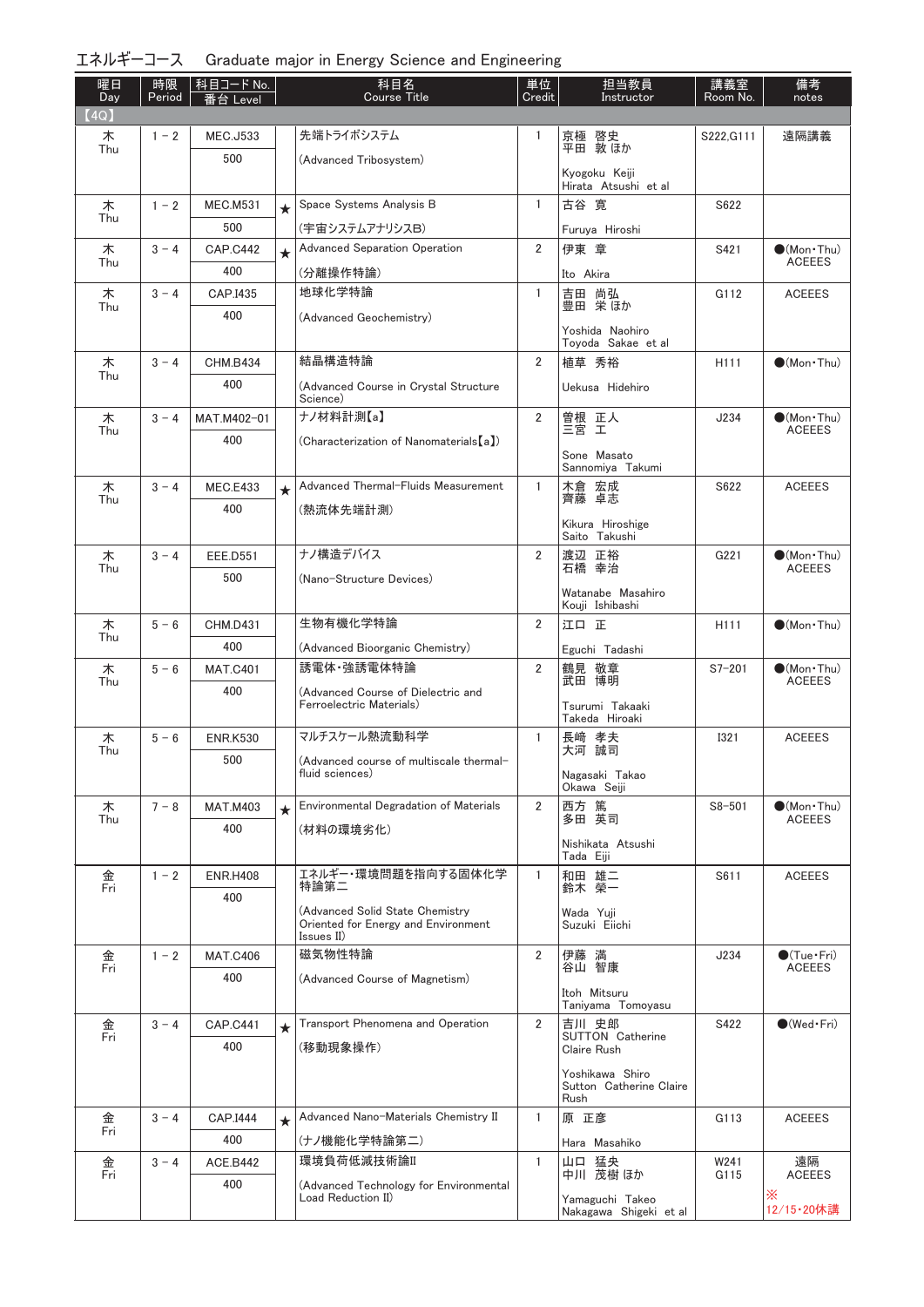エネルギーコース　Graduate major in Energy Science and Engineering

| 曜日 Day | 時限 Period | 科目コード No. 番台 Level | | 科目名 Course Title | 単位 Credit | 担当教員 Instructor | 講義室 Room No. | 備考 notes |
|---|---|---|---|---|---|---|---|---|
| 【4Q】 | | | | | | | | |
| 木 Thu | 1－2 | MEC.J533 500 | | 先端トライボシステム (Advanced Tribosystem) | 1 | 京極 啓史 平田 敦 ほか Kyogoku Keiji Hirata Atsushi et al | S222,G111 | 遠隔講義 |
| 木 Thu | 1－2 | MEC.M531 500 | ★ | Space Systems Analysis B (宇宙システムアナリシスB) | 1 | 古谷 寛 Furuya Hiroshi | S622 | |
| 木 Thu | 3－4 | CAP.C442 400 | ★ | Advanced Separation Operation (分離操作特論) | 2 | 伊東 章 Ito Akira | S421 | ●(Mon・Thu) ACEEES |
| 木 Thu | 3－4 | CAP.I435 400 | | 地球化学特論 (Advanced Geochemistry) | 1 | 吉田 尚弘 豊田 栄 ほか Yoshida Naohiro Toyoda Sakae et al | G112 | ACEEES |
| 木 Thu | 3－4 | CHM.B434 400 | | 結晶構造特論 (Advanced Course in Crystal Structure Science) | 2 | 植草 秀裕 Uekusa Hidehiro | H111 | ●(Mon・Thu) |
| 木 Thu | 3－4 | MAT.M402-01 400 | | ナノ材料計測【a】 (Characterization of Nanomaterials【a】) | 2 | 曽根 正人 三宮 工 Sone Masato Sannomiya Takumi | J234 | ●(Mon・Thu) ACEEES |
| 木 Thu | 3－4 | MEC.E433 400 | ★ | Advanced Thermal-Fluids Measurement (熱流体先端計測) | 1 | 木倉 宏成 齊藤 卓志 Kikura Hiroshige Saito Takushi | S622 | ACEEES |
| 木 Thu | 3－4 | EEE.D551 500 | | ナノ構造デバイス (Nano-Structure Devices) | 2 | 渡辺 正裕 石橋 幸治 Watanabe Masahiro Kouji Ishibashi | G221 | ●(Mon・Thu) ACEEES |
| 木 Thu | 5－6 | CHM.D431 400 | | 生物有機化学特論 (Advanced Bioorganic Chemistry) | 2 | 江口 正 Eguchi Tadashi | H111 | ●(Mon・Thu) |
| 木 Thu | 5－6 | MAT.C401 400 | | 誘電体・強誘電体特論 (Advanced Course of Dielectric and Ferroelectric Materials) | 2 | 鶴見 敬章 武田 博明 Tsurumi Takaaki Takeda Hiroaki | S7-201 | ●(Mon・Thu) ACEEES |
| 木 Thu | 5－6 | ENR.K530 500 | | マルチスケール熱流動科学 (Advanced course of multiscale thermal-fluid sciences) | 1 | 長崎 孝夫 大河 誠司 Nagasaki Takao Okawa Seiji | I321 | ACEEES |
| 木 Thu | 7－8 | MAT.M403 400 | ★ | Environmental Degradation of Materials (材料の環境劣化) | 2 | 西方 篤 多田 英司 Nishikata Atsushi Tada Eiji | S8-501 | ●(Mon・Thu) ACEEES |
| 金 Fri | 1－2 | ENR.H408 400 | | エネルギー・環境問題を指向する固体化学特論第二 (Advanced Solid State Chemistry Oriented for Energy and Environment Issues II) | 1 | 和田 雄二 鈴木 榮一 Wada Yuji Suzuki Eiichi | S611 | ACEEES |
| 金 Fri | 1－2 | MAT.C406 400 | | 磁気物性特論 (Advanced Course of Magnetism) | 2 | 伊藤 満 谷山 智康 Itoh Mitsuru Taniyama Tomoyasu | J234 | ●(Tue・Fri) ACEEES |
| 金 Fri | 3－4 | CAP.C441 400 | ★ | Transport Phenomena and Operation (移動現象操作) | 2 | 吉川 史郎 SUTTON Catherine Claire Rush Yoshikawa Shiro Sutton Catherine Claire Rush | S422 | ●(Wed・Fri) |
| 金 Fri | 3－4 | CAP.I444 400 | ★ | Advanced Nano-Materials Chemistry II (ナノ機能化学特論第二) | 1 | 原 正彦 Hara Masahiko | G113 | ACEEES |
| 金 Fri | 3－4 | ACE.B442 400 | | 環境負荷低減技術論II (Advanced Technology for Environmental Load Reduction II) | 1 | 山口 猛央 中川 茂樹 ほか Yamaguchi Takeo Nakagawa Shigeki et al | W241 G115 | 遠隔 ACEEES ※12/15・20休講 |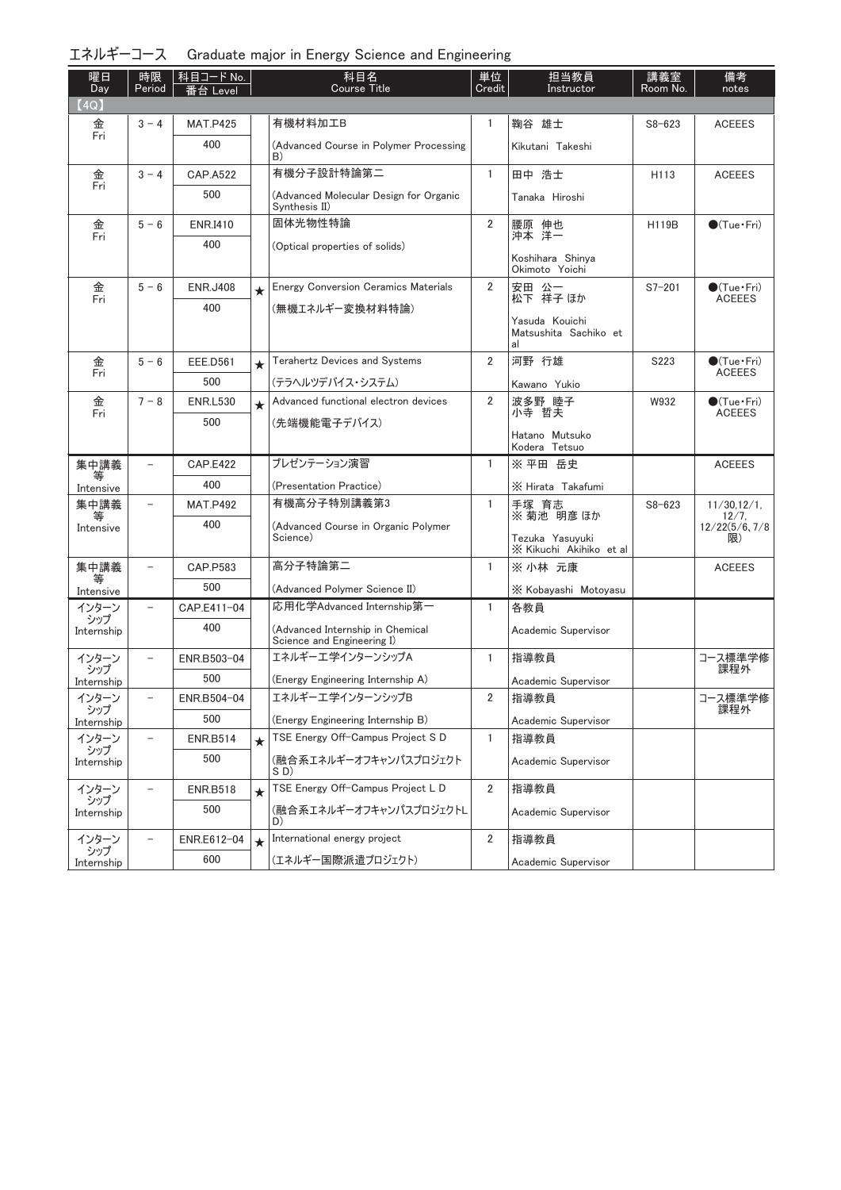エネルギーコース　Graduate major in Energy Science and Engineering

| 曜日 Day | 時限 Period | 科目コード No. 番台 Level | | 科目名 Course Title | 単位 Credit | 担当教員 Instructor | 講義室 Room No. | 備考 notes |
|---|---|---|---|---|---|---|---|---|
| 【4Q】 | | | | | | | | |
| 金 Fri | 3 − 4 | MAT.P425 400 | | 有機材料加工B (Advanced Course in Polymer Processing B) | 1 | 鞠谷 雄士 Kikutani Takeshi | S8-623 | ACEEES |
| 金 Fri | 3 − 4 | CAP.A522 500 | | 有機分子設計特論第二 (Advanced Molecular Design for Organic Synthesis II) | 1 | 田中 浩士 Tanaka Hiroshi | H113 | ACEEES |
| 金 Fri | 5 − 6 | ENR.I410 400 | | 固体光物性特論 (Optical properties of solids) | 2 | 腰原 伸也 沖本 洋一 Koshihara Shinya Okimoto Yoichi | H119B | ●(Tue・Fri) |
| 金 Fri | 5 − 6 | ENR.J408 400 | ★ | Energy Conversion Ceramics Materials (無機エネルギー変換材料特論) | 2 | 安田 公一 松下 祥子 ほか Yasuda Kouichi Matsushita Sachiko et al | S7-201 | ●(Tue・Fri) ACEEES |
| 金 Fri | 5 − 6 | EEE.D561 500 | ★ | Terahertz Devices and Systems (テラヘルツデバイス・システム) | 2 | 河野 行雄 Kawano Yukio | S223 | ●(Tue・Fri) ACEEES |
| 金 Fri | 7 − 8 | ENR.L530 500 | ★ | Advanced functional electron devices (先端機能電子デバイス) | 2 | 波多野 睦子 小寺 哲夫 Hatano Mutsuko Kodera Tetsuo | W932 | ●(Tue・Fri) ACEEES |
| 集中講義等 Intensive | − | CAP.E422 400 | | プレゼンテーション演習 (Presentation Practice) | 1 | ※ 平田 岳史 ※ Hirata Takafumi | | ACEEES |
| 集中講義等 Intensive | − | MAT.P492 400 | | 有機高分子特別講義第3 (Advanced Course in Organic Polymer Science) | 1 | 手塚 育志 ※ 菊池 明彦 ほか Tezuka Yasuyuki ※ Kikuchi Akihiko et al | S8-623 | 11/30,12/1, 12/7, 12/22(5/6, 7/8限) |
| 集中講義等 Intensive | − | CAP.P583 500 | | 高分子特論第二 (Advanced Polymer Science II) | 1 | ※ 小林 元康 ※ Kobayashi Motoyasu | | ACEEES |
| インターンシップ Internship | − | CAP.E411-04 400 | | 応用化学Advanced Internship第一 (Advanced Internship in Chemical Science and Engineering I) | 1 | 各教員 Academic Supervisor | | |
| インターンシップ Internship | − | ENR.B503-04 500 | | エネルギー工学インターンシップA (Energy Engineering Internship A) | 1 | 指導教員 Academic Supervisor | | コース標準学修課程外 |
| インターンシップ Internship | − | ENR.B504-04 500 | | エネルギー工学インターンシップB (Energy Engineering Internship B) | 2 | 指導教員 Academic Supervisor | | コース標準学修課程外 |
| インターンシップ Internship | − | ENR.B514 500 | ★ | TSE Energy Off-Campus Project S D (融合系エネルギーオフキャンパスプロジェクトS D) | 1 | 指導教員 Academic Supervisor | | |
| インターンシップ Internship | − | ENR.B518 500 | ★ | TSE Energy Off-Campus Project L D (融合系エネルギーオフキャンパスプロジェクトL D) | 2 | 指導教員 Academic Supervisor | | |
| インターンシップ Internship | − | ENR.E612-04 600 | ★ | International energy project (エネルギー国際派遣プロジェクト) | 2 | 指導教員 Academic Supervisor | | |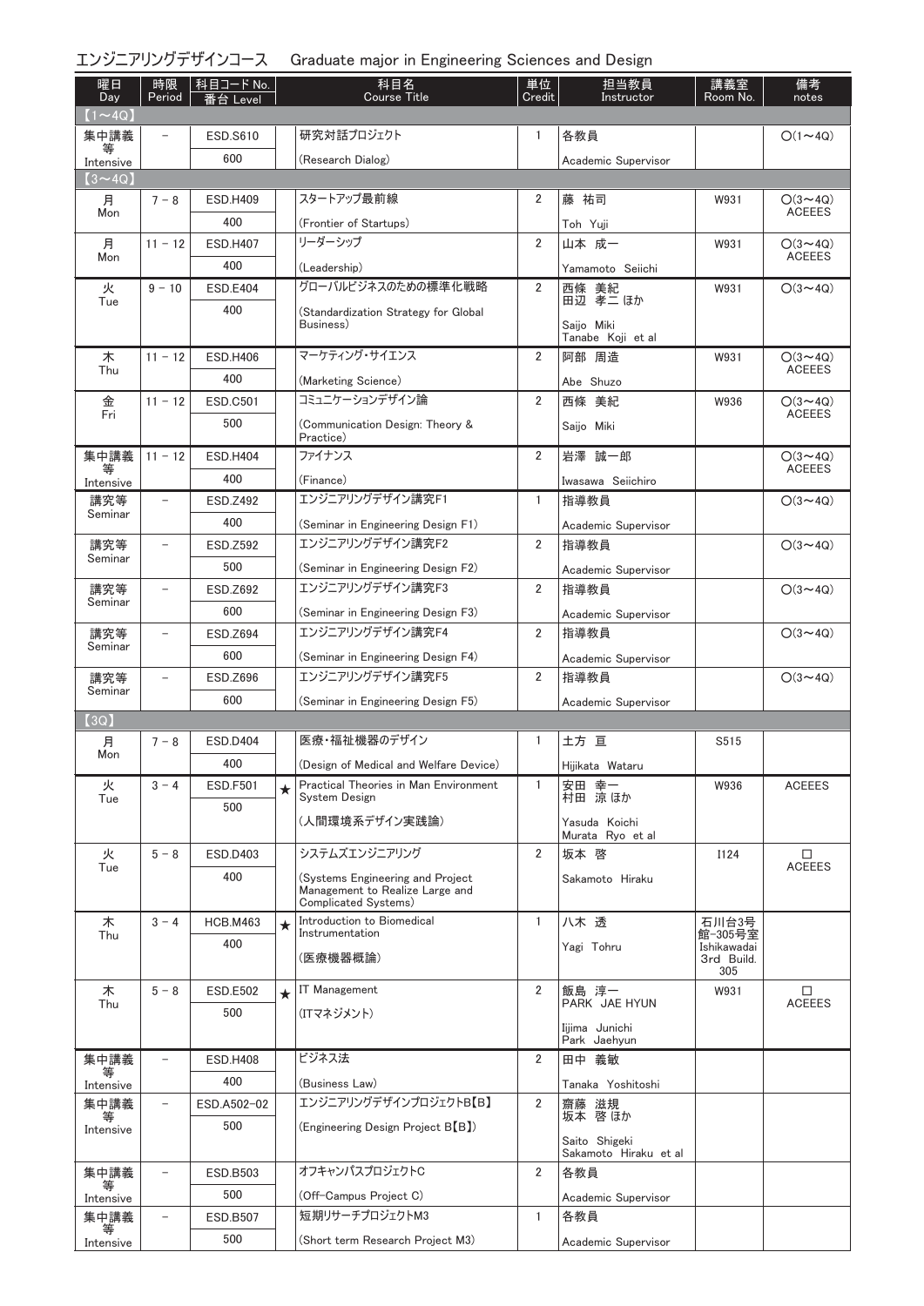## エンジニアリングデザインコース　Graduate major in Engineering Sciences and Design

| 曜日 Day | 時限 Period | 科目コード No. 番台 Level | | 科目名 Course Title | 単位 Credit | 担当教員 Instructor | 講義室 Room No. | 備考 notes |
|---|---|---|---|---|---|---|---|---|
| 【1～4Q】 | | | | | | | | |
| 集中講義等 Intensive | － | ESD.S610 600 | | 研究対話プロジェクト (Research Dialog) | 1 | 各教員 Academic Supervisor | | ○(1～4Q) |
| 【3～4Q】 | | | | | | | | |
| 月 Mon | 7－8 | ESD.H409 400 | | スタートアップ最前線 (Frontier of Startups) | 2 | 藤 祐司 Toh Yuji | W931 | ○(3～4Q) ACEEES |
| 月 Mon | 11－12 | ESD.H407 400 | | リーダーシップ (Leadership) | 2 | 山本 成一 Yamamoto Seiichi | W931 | ○(3～4Q) ACEEES |
| 火 Tue | 9－10 | ESD.E404 400 | | グローバルビジネスのための標準化戦略 (Standardization Strategy for Global Business) | 2 | 西條 美紀 田辺 孝二 ほか Saijo Miki Tanabe Koji et al | W931 | ○(3～4Q) |
| 木 Thu | 11－12 | ESD.H406 400 | | マーケティング・サイエンス (Marketing Science) | 2 | 阿部 周造 Abe Shuzo | W931 | ○(3～4Q) ACEEES |
| 金 Fri | 11－12 | ESD.C501 500 | | コミュニケーションデザイン論 (Communication Design: Theory & Practice) | 2 | 西條 美紀 Saijo Miki | W936 | ○(3～4Q) ACEEES |
| 集中講義等 Intensive | 11－12 | ESD.H404 400 | | ファイナンス (Finance) | 2 | 岩澤 誠一郎 Iwasawa Seiichiro | | ○(3～4Q) ACEEES |
| 講究等 Seminar | － | ESD.Z492 400 | | エンジニアリングデザイン講究F1 (Seminar in Engineering Design F1) | 1 | 指導教員 Academic Supervisor | | ○(3～4Q) |
| 講究等 Seminar | － | ESD.Z592 500 | | エンジニアリングデザイン講究F2 (Seminar in Engineering Design F2) | 2 | 指導教員 Academic Supervisor | | ○(3～4Q) |
| 講究等 Seminar | － | ESD.Z692 600 | | エンジニアリングデザイン講究F3 (Seminar in Engineering Design F3) | 2 | 指導教員 Academic Supervisor | | ○(3～4Q) |
| 講究等 Seminar | － | ESD.Z694 600 | | エンジニアリングデザイン講究F4 (Seminar in Engineering Design F4) | 2 | 指導教員 Academic Supervisor | | ○(3～4Q) |
| 講究等 Seminar | － | ESD.Z696 600 | | エンジニアリングデザイン講究F5 (Seminar in Engineering Design F5) | 2 | 指導教員 Academic Supervisor | | ○(3～4Q) |
| 【3Q】 | | | | | | | | |
| 月 Mon | 7－8 | ESD.D404 400 | | 医療・福祉機器のデザイン (Design of Medical and Welfare Device) | 1 | 土方 亘 Hijikata Wataru | S515 | |
| 火 Tue | 3－4 | ESD.F501 500 | ★ | Practical Theories in Man Environment System Design (人間環境系デザイン実践論) | 1 | 安田 幸一 村田 涼 ほか Yasuda Koichi Murata Ryo et al | W936 | ACEEES |
| 火 Tue | 5－8 | ESD.D403 400 | | システムズエンジニアリング (Systems Engineering and Project Management to Realize Large and Complicated Systems) | 2 | 坂本 啓 Sakamoto Hiraku | I124 | □ ACEEES |
| 木 Thu | 3－4 | HCB.M463 400 | ★ | Introduction to Biomedical Instrumentation (医療機器概論) | 1 | 八木 透 Yagi Tohru | 石川台3号館-305号室 Ishikawadai 3rd Build. 305 | |
| 木 Thu | 5－8 | ESD.E502 500 | ★ | IT Management (ITマネジメント) | 2 | 飯島 淳一 PARK JAE HYUN Iijima Junichi Park Jaehyun | W931 | □ ACEEES |
| 集中講義等 Intensive | － | ESD.H408 400 | | ビジネス法 (Business Law) | 2 | 田中 義敏 Tanaka Yoshitoshi | | |
| 集中講義等 Intensive | － | ESD.A502-02 500 | | エンジニアリングデザインプロジェクトB【B】 (Engineering Design Project B【B】) | 2 | 齋藤 滋規 坂本 啓 ほか Saito Shigeki Sakamoto Hiraku et al | | |
| 集中講義等 Intensive | － | ESD.B503 500 | | オフキャンパスプロジェクトC (Off-Campus Project C) | 2 | 各教員 Academic Supervisor | | |
| 集中講義等 Intensive | － | ESD.B507 500 | | 短期リサーチプロジェクトM3 (Short term Research Project M3) | 1 | 各教員 Academic Supervisor | | |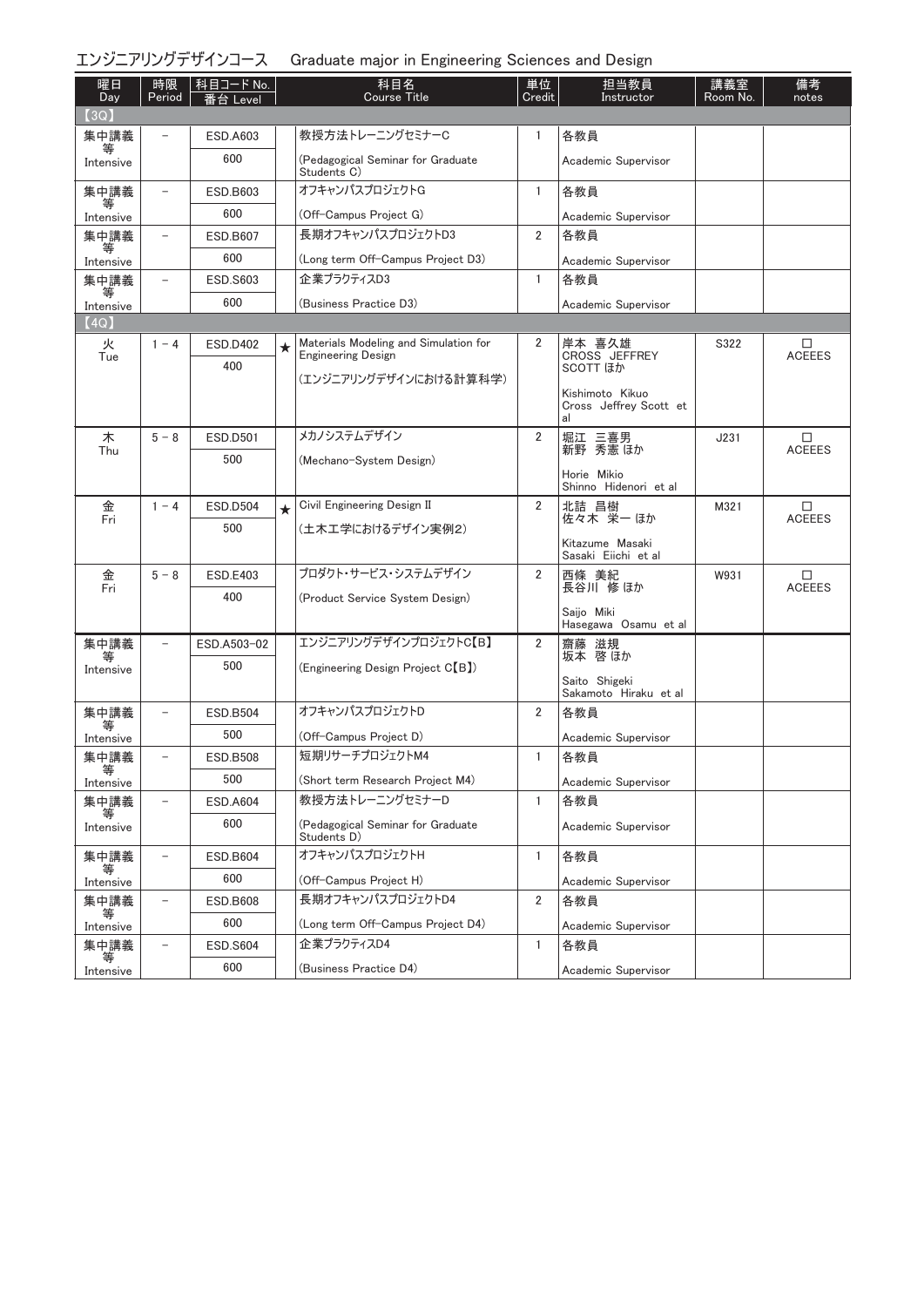## エンジニアリングデザインコース　Graduate major in Engineering Sciences and Design

| 曜日 Day | 時限 Period | 科目コード No. 番台 Level | | 科目名 Course Title | 単位 Credit | 担当教員 Instructor | 講義室 Room No. | 備考 notes |
|---|---|---|---|---|---|---|---|---|
| 【3Q】 | | | | | | | | |
| 集中講義等 Intensive | － | ESD.A603 600 | | 教授方法トレーニングセミナーC (Pedagogical Seminar for Graduate Students C) | 1 | 各教員 Academic Supervisor | | |
| 集中講義等 Intensive | － | ESD.B603 600 | | オフキャンパスプロジェクトG (Off-Campus Project G) | 1 | 各教員 Academic Supervisor | | |
| 集中講義等 Intensive | － | ESD.B607 600 | | 長期オフキャンパスプロジェクトD3 (Long term Off-Campus Project D3) | 2 | 各教員 Academic Supervisor | | |
| 集中講義等 Intensive | － | ESD.S603 600 | | 企業プラクティスD3 (Business Practice D3) | 1 | 各教員 Academic Supervisor | | |
| 【4Q】 | | | | | | | | |
| 火 Tue | 1－4 | ESD.D402 400 | ★ | Materials Modeling and Simulation for Engineering Design (エンジニアリングデザインにおける計算科学) | 2 | 岸本 喜久雄 CROSS JEFFREY SCOTT ほか Kishimoto Kikuo Cross Jeffrey Scott et al | S322 | □ ACEEES |
| 木 Thu | 5－8 | ESD.D501 500 | | メカノシステムデザイン (Mechano-System Design) | 2 | 堀江 三喜男 新野 秀憲 ほか Horie Mikio Shinno Hidenori et al | J231 | □ ACEEES |
| 金 Fri | 1－4 | ESD.D504 500 | ★ | Civil Engineering Design II (土木工学におけるデザイン実例2) | 2 | 北詰 昌樹 佐々木 栄一 ほか Kitazume Masaki Sasaki Eiichi et al | M321 | □ ACEEES |
| 金 Fri | 5－8 | ESD.E403 400 | | プロダクト・サービス・システムデザイン (Product Service System Design) | 2 | 西條 美紀 長谷川 修 ほか Saijo Miki Hasegawa Osamu et al | W931 | □ ACEEES |
| 集中講義等 Intensive | － | ESD.A503-02 500 | | エンジニアリングデザインプロジェクトC【B】 (Engineering Design Project C【B】) | 2 | 齋藤 滋規 坂本 啓 ほか Saito Shigeki Sakamoto Hiraku et al | | |
| 集中講義等 Intensive | － | ESD.B504 500 | | オフキャンパスプロジェクトD (Off-Campus Project D) | 2 | 各教員 Academic Supervisor | | |
| 集中講義等 Intensive | － | ESD.B508 500 | | 短期リサーチプロジェクトM4 (Short term Research Project M4) | 1 | 各教員 Academic Supervisor | | |
| 集中講義等 Intensive | － | ESD.A604 600 | | 教授方法トレーニングセミナーD (Pedagogical Seminar for Graduate Students D) | 1 | 各教員 Academic Supervisor | | |
| 集中講義等 Intensive | － | ESD.B604 600 | | オフキャンパスプロジェクトH (Off-Campus Project H) | 1 | 各教員 Academic Supervisor | | |
| 集中講義等 Intensive | － | ESD.B608 600 | | 長期オフキャンパスプロジェクトD4 (Long term Off-Campus Project D4) | 2 | 各教員 Academic Supervisor | | |
| 集中講義等 Intensive | － | ESD.S604 600 | | 企業プラクティスD4 (Business Practice D4) | 1 | 各教員 Academic Supervisor | | |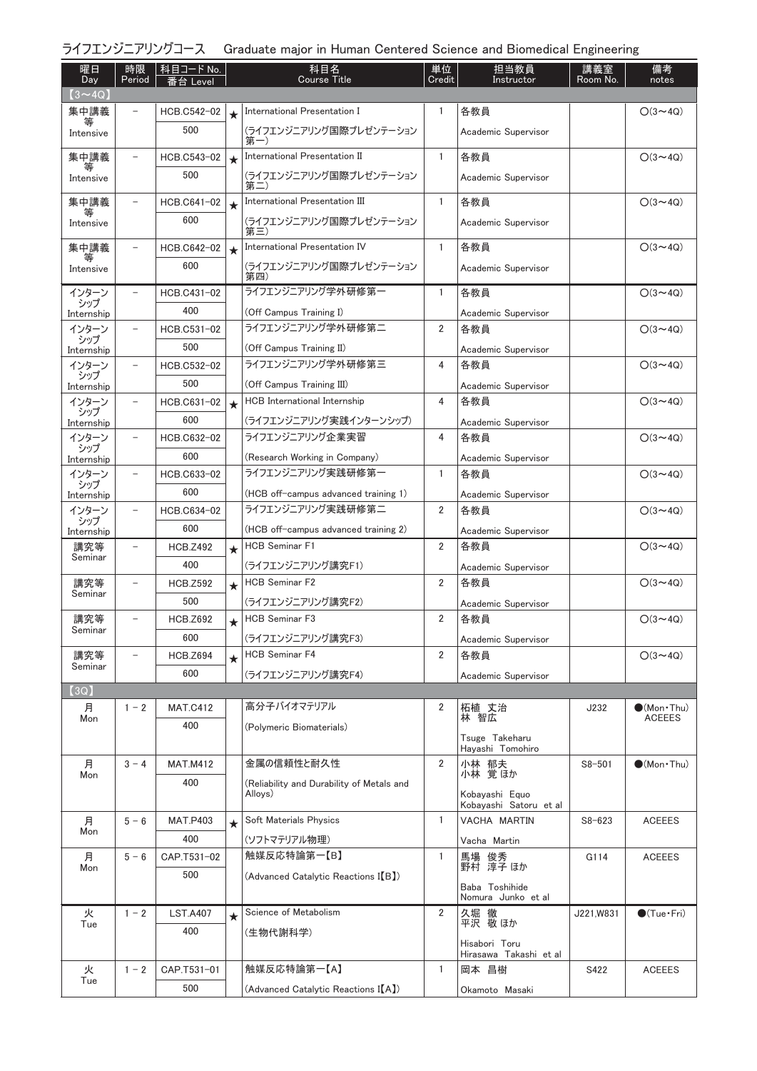# ライフエンジニアリングコース　Graduate major in Human Centered Science and Biomedical Engineering

| 曜日 Day | 時限 Period | 科目コード No. 番台 Level | | 科目名 Course Title | 単位 Credit | 担当教員 Instructor | 講義室 Room No. | 備考 notes |
|---|---|---|---|---|---|---|---|---|
| 【3～4Q】 | | | | | | | | |
| 集中講義等 Intensive | – | HCB.C542-02 500 | ★ | International Presentation I (ライフエンジニアリング国際プレゼンテーション第一) | 1 | 各教員 Academic Supervisor | | ○(3～4Q) |
| 集中講義等 Intensive | – | HCB.C543-02 500 | ★ | International Presentation II (ライフエンジニアリング国際プレゼンテーション第二) | 1 | 各教員 Academic Supervisor | | ○(3～4Q) |
| 集中講義等 Intensive | – | HCB.C641-02 600 | ★ | International Presentation III (ライフエンジニアリング国際プレゼンテーション第三) | 1 | 各教員 Academic Supervisor | | ○(3～4Q) |
| 集中講義等 Intensive | – | HCB.C642-02 600 | ★ | International Presentation IV (ライフエンジニアリング国際プレゼンテーション第四) | 1 | 各教員 Academic Supervisor | | ○(3～4Q) |
| インターンシップ Internship | – | HCB.C431-02 400 | | ライフエンジニアリング学外研修第一 (Off Campus Training I) | 1 | 各教員 Academic Supervisor | | ○(3～4Q) |
| インターンシップ Internship | – | HCB.C531-02 500 | | ライフエンジニアリング学外研修第二 (Off Campus Training II) | 2 | 各教員 Academic Supervisor | | ○(3～4Q) |
| インターンシップ Internship | – | HCB.C532-02 500 | | ライフエンジニアリング学外研修第三 (Off Campus Training III) | 4 | 各教員 Academic Supervisor | | ○(3～4Q) |
| インターンシップ Internship | – | HCB.C631-02 600 | ★ | HCB International Internship (ライフエンジニアリング実践インターンシップ) | 4 | 各教員 Academic Supervisor | | ○(3～4Q) |
| インターンシップ Internship | – | HCB.C632-02 600 | | ライフエンジニアリング企業実習 (Research Working in Company) | 4 | 各教員 Academic Supervisor | | ○(3～4Q) |
| インターンシップ Internship | – | HCB.C633-02 600 | | ライフエンジニアリング実践研修第一 (HCB off-campus advanced training 1) | 1 | 各教員 Academic Supervisor | | ○(3～4Q) |
| インターンシップ Internship | – | HCB.C634-02 600 | | ライフエンジニアリング実践研修第二 (HCB off-campus advanced training 2) | 2 | 各教員 Academic Supervisor | | ○(3～4Q) |
| 講究等 Seminar | – | HCB.Z492 400 | ★ | HCB Seminar F1 (ライフエンジニアリング講究F1) | 2 | 各教員 Academic Supervisor | | ○(3～4Q) |
| 講究等 Seminar | – | HCB.Z592 500 | ★ | HCB Seminar F2 (ライフエンジニアリング講究F2) | 2 | 各教員 Academic Supervisor | | ○(3～4Q) |
| 講究等 Seminar | – | HCB.Z692 600 | ★ | HCB Seminar F3 (ライフエンジニアリング講究F3) | 2 | 各教員 Academic Supervisor | | ○(3～4Q) |
| 講究等 Seminar | – | HCB.Z694 600 | ★ | HCB Seminar F4 (ライフエンジニアリング講究F4) | 2 | 各教員 Academic Supervisor | | ○(3～4Q) |
| 【3Q】 | | | | | | | | |
| 月 Mon | 1－2 | MAT.C412 400 | | 高分子バイオマテリアル (Polymeric Biomaterials) | 2 | 柘植 丈治 林 智広 Tsuge Takeharu Hayashi Tomohiro | J232 | ●(Mon・Thu) ACEEES |
| 月 Mon | 3－4 | MAT.M412 400 | | 金属の信頼性と耐久性 (Reliability and Durability of Metals and Alloys) | 2 | 小林 郁夫 小林 覚 ほか Kobayashi Equo Kobayashi Satoru et al | S8-501 | ●(Mon・Thu) |
| 月 Mon | 5－6 | MAT.P403 400 | ★ | Soft Materials Physics (ソフトマテリアル物理) | 1 | VACHA MARTIN Vacha Martin | S8-623 | ACEEES |
| 月 Mon | 5－6 | CAP.T531-02 500 | | 触媒反応特論第一【B】 (Advanced Catalytic Reactions I【B】) | 1 | 馬場 俊秀 野村 淳子 ほか Baba Toshihide Nomura Junko et al | G114 | ACEEES |
| 火 Tue | 1－2 | LST.A407 400 | ★ | Science of Metabolism (生物代謝科学) | 2 | 久堀 徹 平沢 敬 ほか Hisabori Toru Hirasawa Takashi et al | J221,W831 | ●(Tue・Fri) |
| 火 Tue | 1－2 | CAP.T531-01 500 | | 触媒反応特論第一【A】 (Advanced Catalytic Reactions I【A】) | 1 | 岡本 昌樹 Okamoto Masaki | S422 | ACEEES |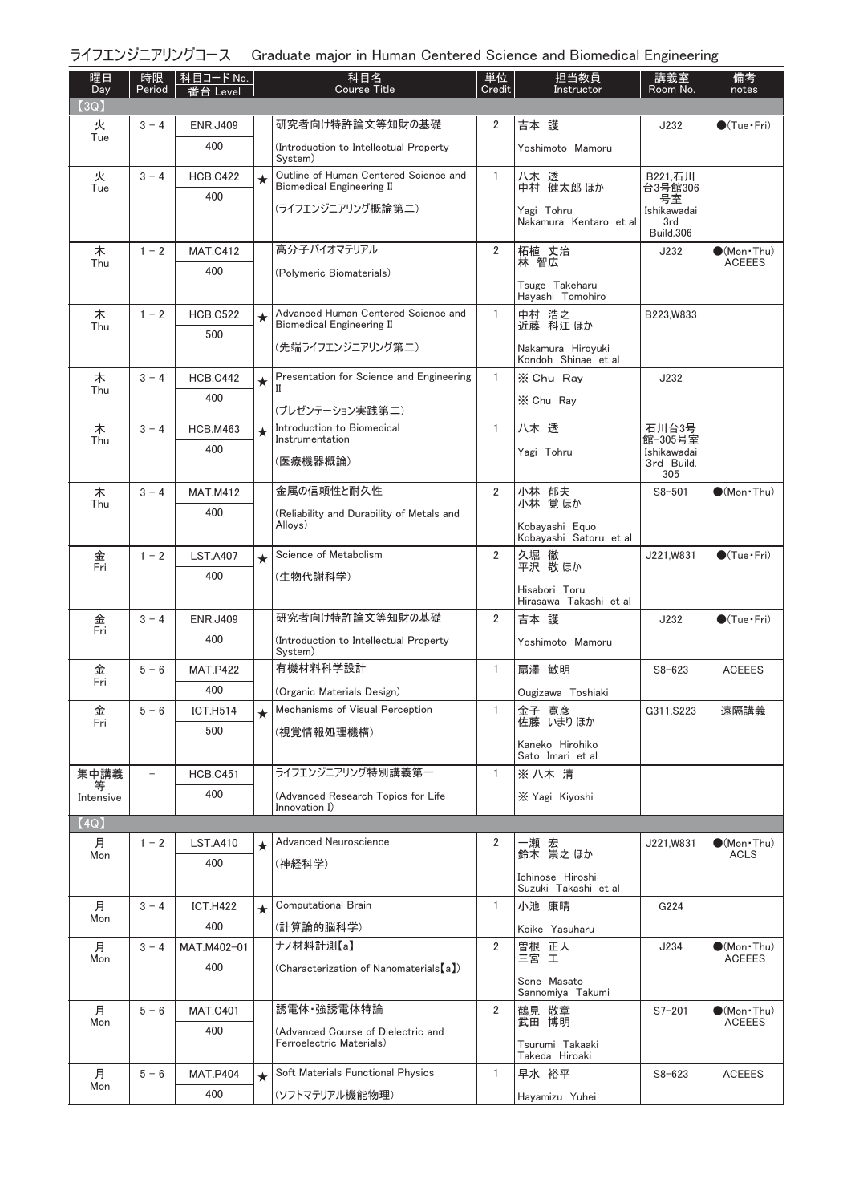## ライフエンジニアリングコース　Graduate major in Human Centered Science and Biomedical Engineering

| 曜日 Day | 時限 Period | 科目コード No. 番台 Level | | 科目名 Course Title | 単位 Credit | 担当教員 Instructor | 講義室 Room No. | 備考 notes |
|---|---|---|---|---|---|---|---|---|
| 【3Q】 | | | | | | | | |
| 火 Tue | 3－4 | ENR.J409 400 | | 研究者向け特許論文等知財の基礎 (Introduction to Intellectual Property System) | 2 | 吉本 護 Yoshimoto Mamoru | J232 | ●(Tue・Fri) |
| 火 Tue | 3－4 | HCB.C422 400 | ★ | Outline of Human Centered Science and Biomedical Engineering II (ライフエンジニアリング概論第二) | 1 | 八木 透 中村 健太郎 ほか Yagi Tohru Nakamura Kentaro et al | B221,石川台3号館306号室 Ishikawadai 3rd Build.306 | |
| 木 Thu | 1－2 | MAT.C412 400 | | 高分子バイオマテリアル (Polymeric Biomaterials) | 2 | 柘植 丈治 林 智広 Tsuge Takeharu Hayashi Tomohiro | J232 | ●(Mon・Thu) ACEEES |
| 木 Thu | 1－2 | HCB.C522 500 | ★ | Advanced Human Centered Science and Biomedical Engineering II (先端ライフエンジニアリング第二) | 1 | 中村 浩之 近藤 科江 ほか Nakamura Hiroyuki Kondoh Shinae et al | B223,W833 | |
| 木 Thu | 3－4 | HCB.C442 400 | ★ | Presentation for Science and Engineering II (プレゼンテーション実践第二) | 1 | ※ Chu Ray ※ Chu Ray | J232 | |
| 木 Thu | 3－4 | HCB.M463 400 | ★ | Introduction to Biomedical Instrumentation (医療機器概論) | 1 | 八木 透 Yagi Tohru | 石川台3号館－305号室 Ishikawadai 3rd Build. 305 | |
| 木 Thu | 3－4 | MAT.M412 400 | | 金属の信頼性と耐久性 (Reliability and Durability of Metals and Alloys) | 2 | 小林 郁夫 小林 覚 ほか Kobayashi Equo Kobayashi Satoru et al | S8-501 | ●(Mon・Thu) |
| 金 Fri | 1－2 | LST.A407 400 | ★ | Science of Metabolism (生物代謝科学) | 2 | 久堀 徹 平沢 敬 ほか Hisabori Toru Hirasawa Takashi et al | J221,W831 | ●(Tue・Fri) |
| 金 Fri | 3－4 | ENR.J409 400 | | 研究者向け特許論文等知財の基礎 (Introduction to Intellectual Property System) | 2 | 吉本 護 Yoshimoto Mamoru | J232 | ●(Tue・Fri) |
| 金 Fri | 5－6 | MAT.P422 400 | | 有機材料科学設計 (Organic Materials Design) | 1 | 扇澤 敏明 Ougizawa Toshiaki | S8-623 | ACEEES |
| 金 Fri | 5－6 | ICT.H514 500 | ★ | Mechanisms of Visual Perception (視覚情報処理機構) | 1 | 金子 寛彦 佐藤 いまり ほか Kaneko Hirohiko Sato Imari et al | G311,S223 | 遠隔講義 |
| 集中講義等 Intensive | － | HCB.C451 400 | | ライフエンジニアリング特別講義第一 (Advanced Research Topics for Life Innovation I) | 1 | ※ 八木 清 ※ Yagi Kiyoshi | | |
| 【4Q】 | | | | | | | | |
| 月 Mon | 1－2 | LST.A410 400 | ★ | Advanced Neuroscience (神経科学) | 2 | 一瀬 宏 鈴木 崇之 ほか Ichinose Hiroshi Suzuki Takashi et al | J221,W831 | ●(Mon・Thu) ACLS |
| 月 Mon | 3－4 | ICT.H422 400 | ★ | Computational Brain (計算論的脳科学) | 1 | 小池 康晴 Koike Yasuharu | G224 | |
| 月 Mon | 3－4 | MAT.M402-01 400 | | ナノ材料計測【a】 (Characterization of Nanomaterials【a】) | 2 | 曽根 正人 三宮 工 Sone Masato Sannomiya Takumi | J234 | ●(Mon・Thu) ACEEES |
| 月 Mon | 5－6 | MAT.C401 400 | | 誘電体・強誘電体特論 (Advanced Course of Dielectric and Ferroelectric Materials) | 2 | 鶴見 敬章 武田 博明 Tsurumi Takaaki Takeda Hiroaki | S7-201 | ●(Mon・Thu) ACEEES |
| 月 Mon | 5－6 | MAT.P404 400 | ★ | Soft Materials Functional Physics (ソフトマテリアル機能物理) | 1 | 早水 裕平 Hayamizu Yuhei | S8-623 | ACEEES |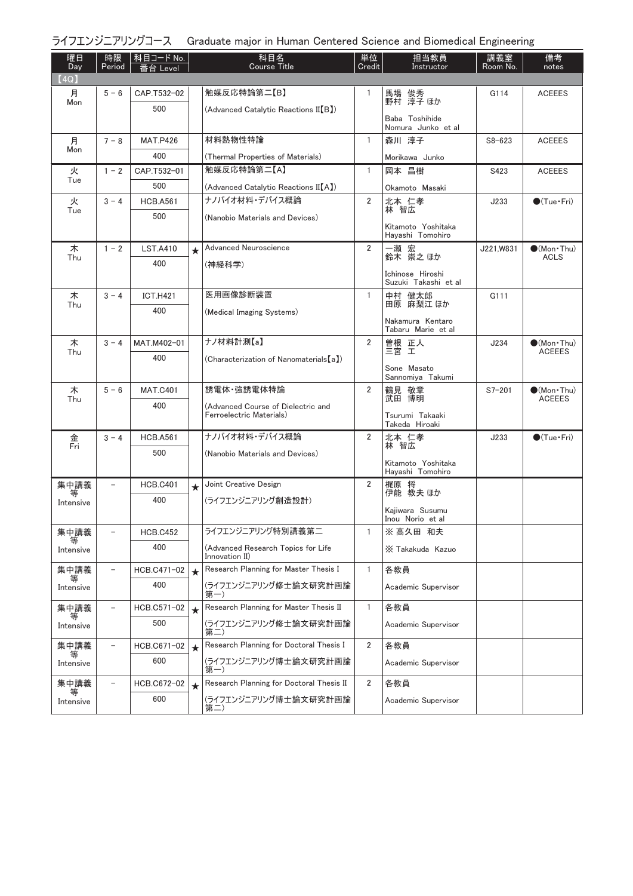## ライフエンジニアリングコース　Graduate major in Human Centered Science and Biomedical Engineering

| 曜日 Day | 時限 Period | 科目コード No. 番台 Level | | 科目名 Course Title | 単位 Credit | 担当教員 Instructor | 講義室 Room No. | 備考 notes |
|---|---|---|---|---|---|---|---|---|
| 【4Q】 | | | | | | | | |
| 月 Mon | 5－6 | CAP.T532-02 500 | | 触媒反応特論第二【B】 (Advanced Catalytic Reactions II【B】) | 1 | 馬場 俊秀 野村 淳子 ほか Baba Toshihide Nomura Junko et al | G114 | ACEEES |
| 月 Mon | 7－8 | MAT.P426 400 | | 材料熱物性特論 (Thermal Properties of Materials) | 1 | 森川 淳子 Morikawa Junko | S8-623 | ACEEES |
| 火 Tue | 1－2 | CAP.T532-01 500 | | 触媒反応特論第二【A】 (Advanced Catalytic Reactions II【A】) | 1 | 岡本 昌樹 Okamoto Masaki | S423 | ACEEES |
| 火 Tue | 3－4 | HCB.A561 500 | | ナノバイオ材料・デバイス概論 (Nanobio Materials and Devices) | 2 | 北本 仁孝 林 智広 Kitamoto Yoshitaka Hayashi Tomohiro | J233 | ●(Tue・Fri) |
| 木 Thu | 1－2 | LST.A410 400 | ★ | Advanced Neuroscience (神経科学) | 2 | 一瀬 宏 鈴木 崇之 ほか Ichinose Hiroshi Suzuki Takashi et al | J221,W831 | ●(Mon・Thu) ACLS |
| 木 Thu | 3－4 | ICT.H421 400 | | 医用画像診断装置 (Medical Imaging Systems) | 1 | 中村 健太郎 田原 麻梨江 ほか Nakamura Kentaro Tabaru Marie et al | G111 | |
| 木 Thu | 3－4 | MAT.M402-01 400 | | ナノ材料計測【a】 (Characterization of Nanomaterials【a】) | 2 | 曽根 正人 三宮 工 Sone Masato Sannomiya Takumi | J234 | ●(Mon・Thu) ACEEES |
| 木 Thu | 5－6 | MAT.C401 400 | | 誘電体・強誘電体特論 (Advanced Course of Dielectric and Ferroelectric Materials) | 2 | 鶴見 敬章 武田 博明 Tsurumi Takaaki Takeda Hiroaki | S7-201 | ●(Mon・Thu) ACEEES |
| 金 Fri | 3－4 | HCB.A561 500 | | ナノバイオ材料・デバイス概論 (Nanobio Materials and Devices) | 2 | 北本 仁孝 林 智広 Kitamoto Yoshitaka Hayashi Tomohiro | J233 | ●(Tue・Fri) |
| 集中講義等 Intensive | － | HCB.C401 400 | ★ | Joint Creative Design (ライフエンジニアリング創造設計) | 2 | 梶原 将 伊能 教夫 ほか Kajiwara Susumu Inou Norio et al | | |
| 集中講義等 Intensive | － | HCB.C452 400 | | ライフエンジニアリング特別講義第二 (Advanced Research Topics for Life Innovation II) | 1 | ※ 高久田 和夫 ※ Takakuda Kazuo | | |
| 集中講義等 Intensive | － | HCB.C471-02 400 | ★ | Research Planning for Master Thesis I (ライフエンジニアリング修士論文研究計画論第一) | 1 | 各教員 Academic Supervisor | | |
| 集中講義等 Intensive | － | HCB.C571-02 500 | ★ | Research Planning for Master Thesis II (ライフエンジニアリング修士論文研究計画論第二) | 1 | 各教員 Academic Supervisor | | |
| 集中講義等 Intensive | － | HCB.C671-02 600 | ★ | Research Planning for Doctoral Thesis I (ライフエンジニアリング博士論文研究計画論第一) | 2 | 各教員 Academic Supervisor | | |
| 集中講義等 Intensive | － | HCB.C672-02 600 | ★ | Research Planning for Doctoral Thesis II (ライフエンジニアリング博士論文研究計画論第二) | 2 | 各教員 Academic Supervisor | | |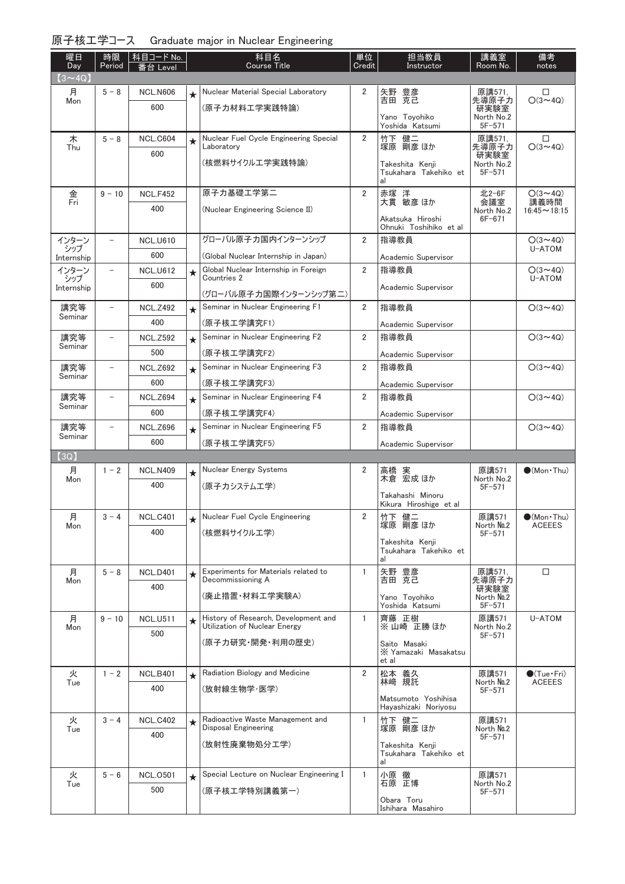# 原子核工学コース　Graduate major in Nuclear Engineering

| 曜日 Day | 時限 Period | 科目コード No. 番台 Level | | 科目名 Course Title | 単位 Credit | 担当教員 Instructor | 講義室 Room No. | 備考 notes |
|---|---|---|---|---|---|---|---|---|
| 【3～4Q】 | | | | | | | | |
| 月 Mon | 5 - 8 | NCL.N606 600 | ★ | Nuclear Material Special Laboratory (原子力材料工学実践特論) | 2 | 矢野 豊彦 吉田 克己 Yano Toyohiko Yoshida Katsumi | 原講571, 先導原子力研究実験室 North No.2 5F-571 | □ ○(3～4Q) |
| 木 Thu | 5 - 8 | NCL.C604 600 | ★ | Nuclear Fuel Cycle Engineering Special Laboratory (核燃料サイクル工学実践特論) | 2 | 竹下 健二 塚原 剛彦 ほか Takeshita Kenji Tsukahara Takehiko et al | 原講571, 先導原子力研究実験室 North No.2 5F-571 | □ ○(3～4Q) |
| 金 Fri | 9 - 10 | NCL.F452 400 | | 原子力基礎工学第二 (Nuclear Engineering Science II) | 2 | 赤塚 洋 大貫 敏彦 ほか Akatsuka Hiroshi Ohnuki Toshihiko et al | 北2-6F 会議室 North No.2 6F-671 | ○(3～4Q) 講義時間 16:45～18:15 |
| インターンシップ Internship | － | NCL.U610 600 | | グローバル原子力国内インターンシップ (Global Nuclear Internship in Japan) | 2 | 指導教員 Academic Supervisor | | ○(3～4Q) U-ATOM |
| インターンシップ Internship | － | NCL.U612 600 | ★ | Global Nuclear Internship in Foreign Countries 2 (グローバル原子力国際インターンシップ第二) | 2 | 指導教員 Academic Supervisor | | ○(3～4Q) U-ATOM |
| 講究等 Seminar | － | NCL.Z492 400 | ★ | Seminar in Nuclear Engineering F1 (原子核工学講究F1) | 2 | 指導教員 Academic Supervisor | | ○(3～4Q) |
| 講究等 Seminar | － | NCL.Z592 500 | ★ | Seminar in Nuclear Engineering F2 (原子核工学講究F2) | 2 | 指導教員 Academic Supervisor | | ○(3～4Q) |
| 講究等 Seminar | － | NCL.Z692 600 | ★ | Seminar in Nuclear Engineering F3 (原子核工学講究F3) | 2 | 指導教員 Academic Supervisor | | ○(3～4Q) |
| 講究等 Seminar | － | NCL.Z694 600 | ★ | Seminar in Nuclear Engineering F4 (原子核工学講究F4) | 2 | 指導教員 Academic Supervisor | | ○(3～4Q) |
| 講究等 Seminar | － | NCL.Z696 600 | ★ | Seminar in Nuclear Engineering F5 (原子核工学講究F5) | 2 | 指導教員 Academic Supervisor | | ○(3～4Q) |
| 【3Q】 | | | | | | | | |
| 月 Mon | 1 - 2 | NCL.N409 400 | ★ | Nuclear Energy Systems (原子力システム工学) | 2 | 高橋 実 木倉 宏成 ほか Takahashi Minoru Kikura Hiroshige et al | 原講571 North No.2 5F-571 | ●(Mon・Thu) |
| 月 Mon | 3 - 4 | NCL.C401 400 | ★ | Nuclear Fuel Cycle Engineering (核燃料サイクル工学) | 2 | 竹下 健二 塚原 剛彦 ほか Takeshita Kenji Tsukahara Takehiko et al | 原講571 North No.2 5F-571 | ●(Mon・Thu) ACEEES |
| 月 Mon | 5 - 8 | NCL.D401 400 | ★ | Experiments for Materials related to Decommissioning A (廃止措置・材料工学実験A) | 1 | 矢野 豊彦 吉田 克己 Yano Toyohiko Yoshida Katsumi | 原講571, 先導原子力研究実験室 North No.2 5F-571 | □ |
| 月 Mon | 9 - 10 | NCL.U511 500 | ★ | History of Research, Development and Utilization of Nuclear Energy (原子力研究・開発・利用の歴史) | 1 | 齊藤 正樹 ※ 山崎 正勝 ほか Saito Masaki ※ Yamazaki Masakatsu et al | 原講571 North No.2 5F-571 | U-ATOM |
| 火 Tue | 1 - 2 | NCL.B401 400 | ★ | Radiation Biology and Medicine (放射線生物学・医学) | 2 | 松本 義久 林崎 規託 Matsumoto Yoshihisa Hayashizaki Noriyosu | 原講571 North No.2 5F-571 | ●(Tue・Fri) ACEEES |
| 火 Tue | 3 - 4 | NCL.C402 400 | ★ | Radioactive Waste Management and Disposal Engineering (放射性廃棄物処分工学) | 1 | 竹下 健二 塚原 剛彦 ほか Takeshita Kenji Tsukahara Takehiko et al | 原講571 North No.2 5F-571 | |
| 火 Tue | 5 - 6 | NCL.O501 500 | ★ | Special Lecture on Nuclear Engineering I (原子核工学特別講義第一) | 1 | 小原 徹 石原 正博 Obara Toru Ishihara Masahiro | 原講571 North No.2 5F-571 | |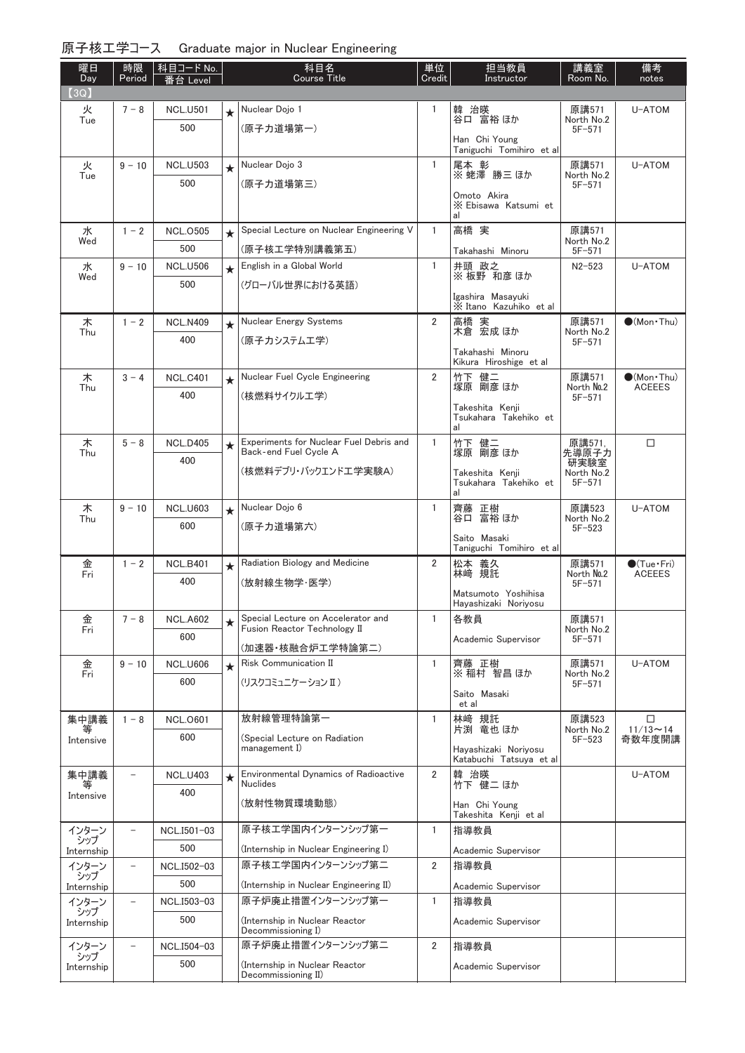## 原子核工学コース　Graduate major in Nuclear Engineering

| 曜日 Day | 時限 Period | 科目コード No. 番台 Level | | 科目名 Course Title | 単位 Credit | 担当教員 Instructor | 講義室 Room No. | 備考 notes |
|---|---|---|---|---|---|---|---|---|
| 【3Q】 | | | | | | | | |
| 火 Tue | 7－8 | NCL.U501 500 | ★ | Nuclear Dojo 1 (原子力道場第一) | 1 | 韓　治暎 谷口　富裕 ほか Han Chi Young Taniguchi Tomihiro et al | 原講571 North No.2 5F-571 | U-ATOM |
| 火 Tue | 9－10 | NCL.U503 500 | ★ | Nuclear Dojo 3 (原子力道場第三) | 1 | 尾本　彰 ※ 蛯澤　勝三 ほか Omoto Akira ※ Ebisawa Katsumi et al | 原講571 North No.2 5F-571 | U-ATOM |
| 水 Wed | 1－2 | NCL.O505 500 | ★ | Special Lecture on Nuclear Engineering V (原子核工学特別講義第五) | 1 | 高橋　実 Takahashi Minoru | 原講571 North No.2 5F-571 | |
| 水 Wed | 9－10 | NCL.U506 500 | ★ | English in a Global World (グローバル世界における英語) | 1 | 井頭　政之 ※ 板野　和彦 ほか Igashira Masayuki ※ Itano Kazuhiko et al | N2-523 | U-ATOM |
| 木 Thu | 1－2 | NCL.N409 400 | ★ | Nuclear Energy Systems (原子力システム工学) | 2 | 高橋　実 木倉　宏成 ほか Takahashi Minoru Kikura Hiroshige et al | 原講571 North No.2 5F-571 | ●(Mon・Thu) |
| 木 Thu | 3－4 | NCL.C401 400 | ★ | Nuclear Fuel Cycle Engineering (核燃料サイクル工学) | 2 | 竹下　健二 塚原　剛彦 ほか Takeshita Kenji Tsukahara Takehiko et al | 原講571 North No.2 5F-571 | ●(Mon・Thu) ACEEES |
| 木 Thu | 5－8 | NCL.D405 400 | ★ | Experiments for Nuclear Fuel Debris and Back-end Fuel Cycle A (核燃料デブリ・バックエンド工学実験A) | 1 | 竹下　健二 塚原　剛彦 ほか Takeshita Kenji Tsukahara Takehiko et al | 原講571, 先導原子力研実験室 North No.2 5F-571 | □ |
| 木 Thu | 9－10 | NCL.U603 600 | ★ | Nuclear Dojo 6 (原子力道場第六) | 1 | 齊藤　正樹 谷口　富裕 ほか Saito Masaki Taniguchi Tomihiro et al | 原講523 North No.2 5F-523 | U-ATOM |
| 金 Fri | 1－2 | NCL.B401 400 | ★ | Radiation Biology and Medicine (放射線生物学・医学) | 2 | 松本　義久 林﨑　規託 Matsumoto Yoshihisa Hayashizaki Noriyosu | 原講571 North No.2 5F-571 | ●(Tue・Fri) ACEEES |
| 金 Fri | 7－8 | NCL.A602 600 | ★ | Special Lecture on Accelerator and Fusion Reactor Technology II (加速器・核融合炉工学特論第二) | 1 | 各教員 Academic Supervisor | 原講571 North No.2 5F-571 | |
| 金 Fri | 9－10 | NCL.U606 600 | ★ | Risk Communication II (リスクコミュニケーションII) | 1 | 齊藤　正樹 ※ 稲村　智昌 ほか Saito Masaki et al | 原講571 North No.2 5F-571 | U-ATOM |
| 集中講義等 Intensive | 1－8 | NCL.O601 600 | | 放射線管理特論第一 (Special Lecture on Radiation management I) | 1 | 林﨑　規託 片渕　竜也 ほか Hayashizaki Noriyosu Katabuchi Tatsuya et al | 原講523 North No.2 5F-523 | □ 11/13～14 奇数年度開講 |
| 集中講義等 Intensive | － | NCL.U403 400 | ★ | Environmental Dynamics of Radioactive Nuclides (放射性物質環境動態) | 2 | 韓　治暎 竹下　健二 ほか Han Chi Young Takeshita Kenji et al | | U-ATOM |
| インターンシップ Internship | － | NCL.I501-03 500 | | 原子核工学国内インターンシップ第一 (Internship in Nuclear Engineering I) | 1 | 指導教員 Academic Supervisor | | |
| インターンシップ Internship | － | NCL.I502-03 500 | | 原子核工学国内インターンシップ第二 (Internship in Nuclear Engineering II) | 2 | 指導教員 Academic Supervisor | | |
| インターンシップ Internship | － | NCL.I503-03 500 | | 原子炉廃止措置インターンシップ第一 (Internship in Nuclear Reactor Decommissioning I) | 1 | 指導教員 Academic Supervisor | | |
| インターンシップ Internship | － | NCL.I504-03 500 | | 原子炉廃止措置インターンシップ第二 (Internship in Nuclear Reactor Decommissioning II) | 2 | 指導教員 Academic Supervisor | | |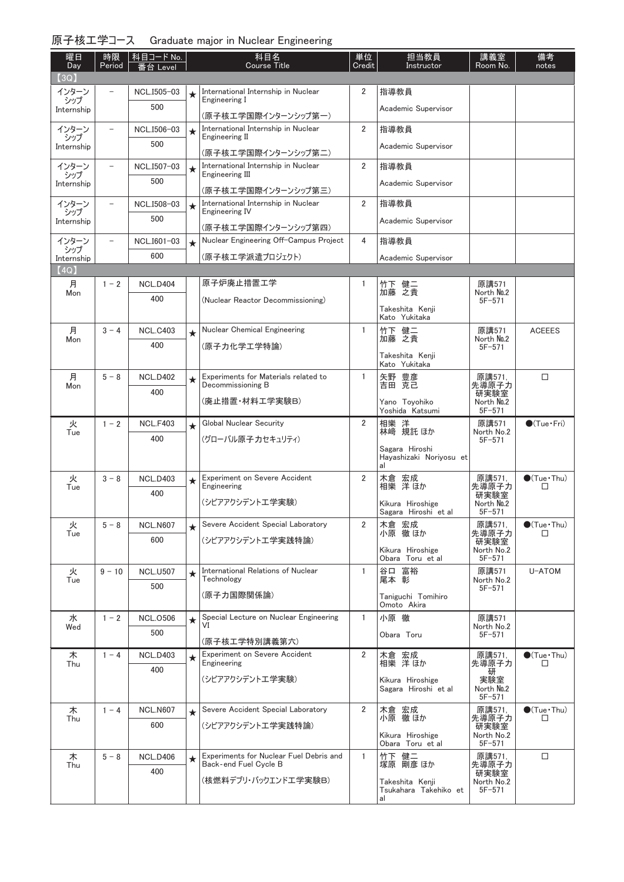## 原子核工学コース　Graduate major in Nuclear Engineering

| 曜日 Day | 時限 Period | 科目コード No. 番台 Level | | 科目名 Course Title | 単位 Credit | 担当教員 Instructor | 講義室 Room No. | 備考 notes |
|---|---|---|---|---|---|---|---|---|
| 【3Q】 | | | | | | | | |
| インターンシップ Internship | － | NCL.I505-03 500 | ★ | International Internship in Nuclear Engineering I (原子核工学国際インターンシップ第一) | 2 | 指導教員 Academic Supervisor | | |
| インターンシップ Internship | － | NCL.I506-03 500 | ★ | International Internship in Nuclear Engineering II (原子核工学国際インターンシップ第二) | 2 | 指導教員 Academic Supervisor | | |
| インターンシップ Internship | － | NCL.I507-03 500 | ★ | International Internship in Nuclear Engineering III (原子核工学国際インターンシップ第三) | 2 | 指導教員 Academic Supervisor | | |
| インターンシップ Internship | － | NCL.I508-03 500 | ★ | International Internship in Nuclear Engineering IV (原子核工学国際インターンシップ第四) | 2 | 指導教員 Academic Supervisor | | |
| インターンシップ Internship | － | NCL.I601-03 600 | ★ | Nuclear Engineering Off-Campus Project (原子核工学派遣プロジェクト) | 4 | 指導教員 Academic Supervisor | | |
| 【4Q】 | | | | | | | | |
| 月 Mon | 1－2 | NCL.D404 400 | | 原子炉廃止措置工学 (Nuclear Reactor Decommissioning) | 1 | 竹下 健二 加藤 之貴 Takeshita Kenji Kato Yukitaka | 原講571 North No.2 5F-571 | |
| 月 Mon | 3－4 | NCL.C403 400 | ★ | Nuclear Chemical Engineering (原子力化学工学特論) | 1 | 竹下 健二 加藤 之貴 Takeshita Kenji Kato Yukitaka | 原講571 North No.2 5F-571 | ACEEES |
| 月 Mon | 5－8 | NCL.D402 400 | ★ | Experiments for Materials related to Decommissioning B (廃止措置・材料工学実験B) | 1 | 矢野 豊彦 吉田 克己 Yano Toyohiko Yoshida Katsumi | 原講571, 先導原子力研実験室 North No.2 5F-571 | □ |
| 火 Tue | 1－2 | NCL.F403 400 | ★ | Global Nuclear Security (グローバル原子力セキュリティ) | 2 | 相樂 洋 林﨑 規託 ほか Sagara Hiroshi Hayashizaki Noriyosu et al | 原講571 North No.2 5F-571 | ●(Tue・Fri) |
| 火 Tue | 3－8 | NCL.D403 400 | ★ | Experiment on Severe Accident Engineering (シビアアクシデント工学実験) | 2 | 木倉 宏成 相樂 洋 ほか Kikura Hiroshige Sagara Hiroshi et al | 原講571, 先導原子力研実験室 North No.2 5F-571 | ●(Tue・Thu) □ |
| 火 Tue | 5－8 | NCL.N607 600 | ★ | Severe Accident Special Laboratory (シビアアクシデント工学実践特論) | 2 | 木倉 宏成 小原 徹 ほか Kikura Hiroshige Obara Toru et al | 原講571, 先導原子力研実験室 North No.2 5F-571 | ●(Tue・Thu) □ |
| 火 Tue | 9－10 | NCL.U507 500 | ★ | International Relations of Nuclear Technology (原子力国際関係論) | 1 | 谷口 富裕 尾本 彰 Taniguchi Tomihiro Omoto Akira | 原講571 North No.2 5F-571 | U-ATOM |
| 水 Wed | 1－2 | NCL.O506 500 | ★ | Special Lecture on Nuclear Engineering VI (原子核工学特別講義第六) | 1 | 小原 徹 Obara Toru | 原講571 North No.2 5F-571 | |
| 木 Thu | 1－4 | NCL.D403 400 | ★ | Experiment on Severe Accident Engineering (シビアアクシデント工学実験) | 2 | 木倉 宏成 相樂 洋 ほか Kikura Hiroshige Sagara Hiroshi et al | 原講571, 先導原子力研実験室 North No.2 5F-571 | ●(Tue・Thu) □ |
| 木 Thu | 1－4 | NCL.N607 600 | ★ | Severe Accident Special Laboratory (シビアアクシデント工学実践特論) | 2 | 木倉 宏成 小原 徹 ほか Kikura Hiroshige Obara Toru et al | 原講571, 先導原子力研実験室 North No.2 5F-571 | ●(Tue・Thu) □ |
| 木 Thu | 5－8 | NCL.D406 400 | ★ | Experiments for Nuclear Fuel Debris and Back-end Fuel Cycle B (核燃料デブリ・バックエンド工学実験B) | 1 | 竹下 健二 塚原 剛彦 ほか Takeshita Kenji Tsukahara Takehiko et al | 原講571, 先導原子力研実験室 North No.2 5F-571 | □ |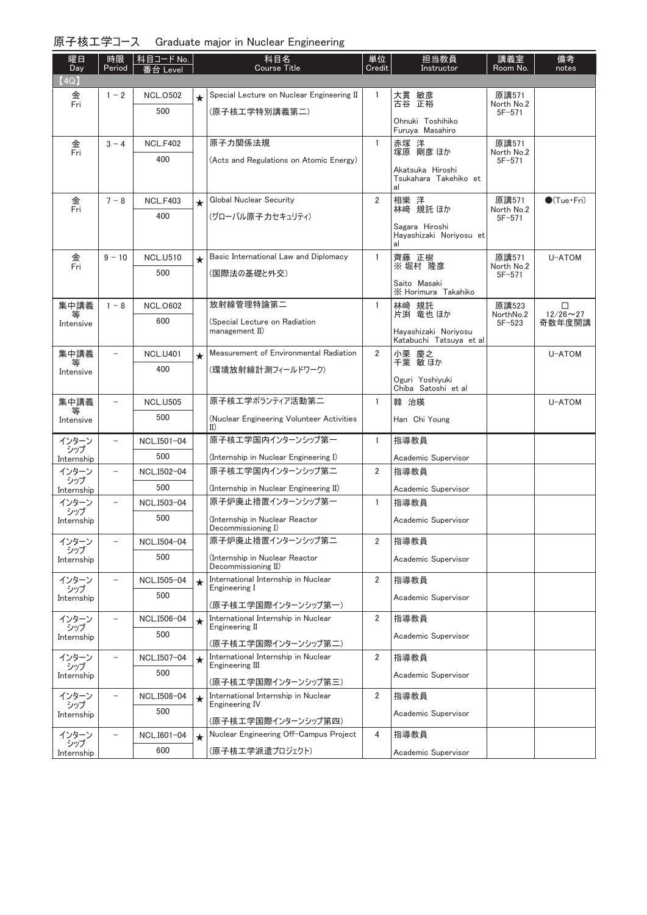# 原子核工学コース　Graduate major in Nuclear Engineering

| 曜日 Day | 時限 Period | 科目コード No. 番台 Level | | 科目名 Course Title | 単位 Credit | 担当教員 Instructor | 講義室 Room No. | 備考 notes |
|---|---|---|---|---|---|---|---|---|
| 【4Q】 | | | | | | | | |
| 金 Fri | 1－2 | NCL.O502 500 | ★ | Special Lecture on Nuclear Engineering II (原子核工学特別講義第二) | 1 | 大貫 敏彦 古谷 正裕 Ohnuki Toshihiko Furuya Masahiro | 原講571 North No.2 5F-571 | |
| 金 Fri | 3－4 | NCL.F402 400 | | 原子力関係法規 (Acts and Regulations on Atomic Energy) | 1 | 赤塚 洋 塚原 剛彦 ほか Akatsuka Hiroshi Tsukahara Takehiko et al | 原講571 North No.2 5F-571 | |
| 金 Fri | 7－8 | NCL.F403 400 | ★ | Global Nuclear Security (グローバル原子力セキュリティ) | 2 | 相樂 洋 林崎 規託 ほか Sagara Hiroshi Hayashizaki Noriyosu et al | 原講571 North No.2 5F-571 | ●(Tue・Fri) |
| 金 Fri | 9－10 | NCL.U510 500 | ★ | Basic International Law and Diplomacy (国際法の基礎と外交) | 1 | 齊藤 正樹 ※ 堀村 隆彦 Saito Masaki ※ Horimura Takahiko | 原講571 North No.2 5F-571 | U-ATOM |
| 集中講義等 Intensive | 1－8 | NCL.O602 600 | | 放射線管理特論第二 (Special Lecture on Radiation management II) | 1 | 林崎 規託 片渕 竜也 ほか Hayashizaki Noriyosu Katabuchi Tatsuya et al | 原講523 NorthNo.2 5F-523 | □ 12/26～27 奇数年度開講 |
| 集中講義等 Intensive | － | NCL.U401 400 | ★ | Measurement of Environmental Radiation (環境放射線計測フィールドワーク) | 2 | 小栗 慶之 千葉 敏 ほか Oguri Yoshiyuki Chiba Satoshi et al | | U-ATOM |
| 集中講義等 Intensive | － | NCL.U505 500 | | 原子核工学ボランティア活動第二 (Nuclear Engineering Volunteer Activities II) | 1 | 韓 治暎 Han Chi Young | | U-ATOM |
| インターンシップ Internship | － | NCL.I501-04 500 | | 原子核工学国内インターンシップ第一 (Internship in Nuclear Engineering I) | 1 | 指導教員 Academic Supervisor | | |
| インターンシップ Internship | － | NCL.I502-04 500 | | 原子核工学国内インターンシップ第二 (Internship in Nuclear Engineering II) | 2 | 指導教員 Academic Supervisor | | |
| インターンシップ Internship | － | NCL.I503-04 500 | | 原子炉廃止措置インターンシップ第一 (Internship in Nuclear Reactor Decommissioning I) | 1 | 指導教員 Academic Supervisor | | |
| インターンシップ Internship | － | NCL.I504-04 500 | | 原子炉廃止措置インターンシップ第二 (Internship in Nuclear Reactor Decommissioning II) | 2 | 指導教員 Academic Supervisor | | |
| インターンシップ Internship | － | NCL.I505-04 500 | ★ | International Internship in Nuclear Engineering I (原子核工学国際インターンシップ第一) | 2 | 指導教員 Academic Supervisor | | |
| インターンシップ Internship | － | NCL.I506-04 500 | ★ | International Internship in Nuclear Engineering II (原子核工学国際インターンシップ第二) | 2 | 指導教員 Academic Supervisor | | |
| インターンシップ Internship | － | NCL.I507-04 500 | ★ | International Internship in Nuclear Engineering III (原子核工学国際インターンシップ第三) | 2 | 指導教員 Academic Supervisor | | |
| インターンシップ Internship | － | NCL.I508-04 500 | ★ | International Internship in Nuclear Engineering IV (原子核工学国際インターンシップ第四) | 2 | 指導教員 Academic Supervisor | | |
| インターンシップ Internship | － | NCL.I601-04 600 | ★ | Nuclear Engineering Off-Campus Project (原子核工学派遣プロジェクト) | 4 | 指導教員 Academic Supervisor | | |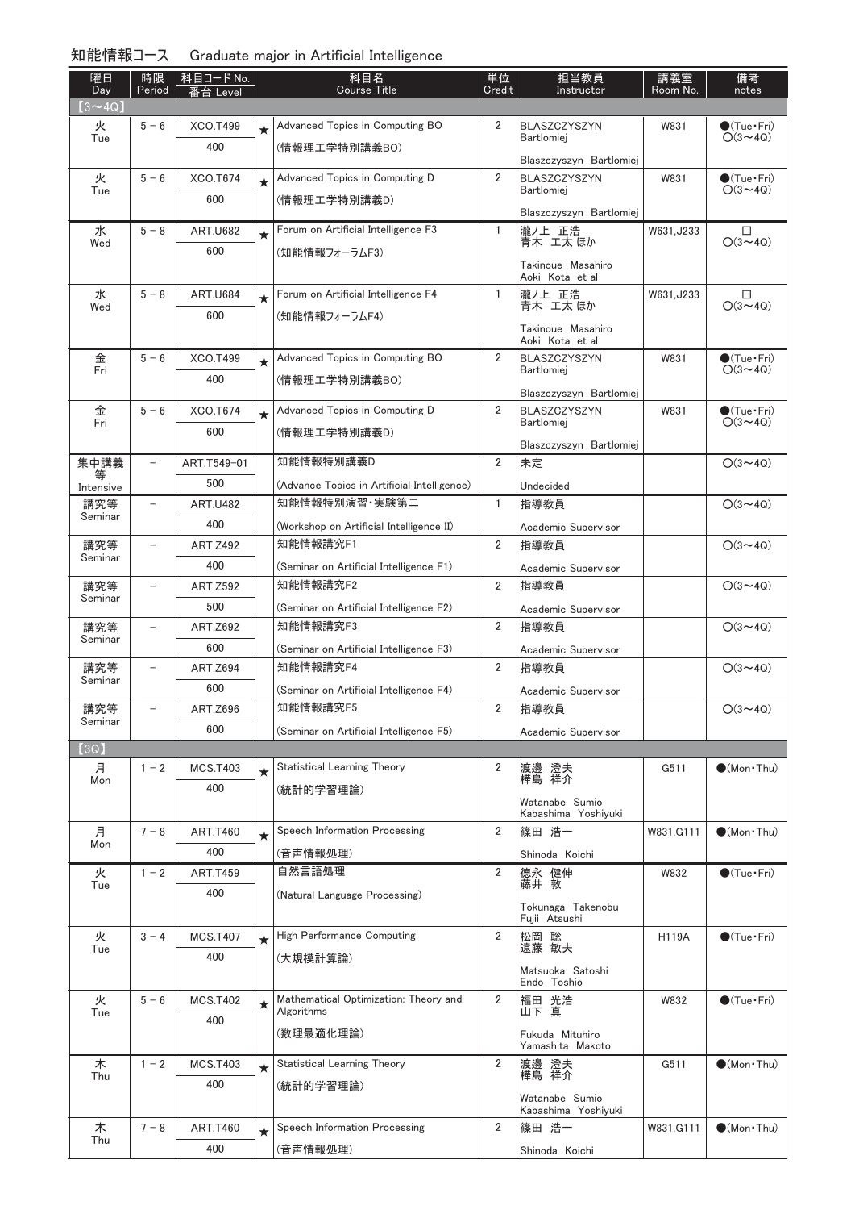知能情報コース　Graduate major in Artificial Intelligence

| 曜日 Day | 時限 Period | 科目コード No. 番台 Level | | 科目名 Course Title | 単位 Credit | 担当教員 Instructor | 講義室 Room No. | 備考 notes |
|---|---|---|---|---|---|---|---|---|
| 【3～4Q】 | | | | | | | | |
| 火 Tue | 5－6 | XCO.T499 400 | ★ | Advanced Topics in Computing BO (情報理工学特別講義BO) | 2 | BLASZCZYSZYN Bartlomiej Blaszczyszyn Bartlomiej | W831 | ●(Tue・Fri) ○(3～4Q) |
| 火 Tue | 5－6 | XCO.T674 600 | ★ | Advanced Topics in Computing D (情報理工学特別講義D) | 2 | BLASZCZYSZYN Bartlomiej Blaszczyszyn Bartlomiej | W831 | ●(Tue・Fri) ○(3～4Q) |
| 水 Wed | 5－8 | ART.U682 600 | ★ | Forum on Artificial Intelligence F3 (知能情報フォーラムF3) | 1 | 瀧ノ上 正浩 青木 工太 ほか Takinoue Masahiro Aoki Kota et al | W631,J233 | □ ○(3～4Q) |
| 水 Wed | 5－8 | ART.U684 600 | ★ | Forum on Artificial Intelligence F4 (知能情報フォーラムF4) | 1 | 瀧ノ上 正浩 青木 工太 ほか Takinoue Masahiro Aoki Kota et al | W631,J233 | □ ○(3～4Q) |
| 金 Fri | 5－6 | XCO.T499 400 | ★ | Advanced Topics in Computing BO (情報理工学特別講義BO) | 2 | BLASZCZYSZYN Bartlomiej Blaszczyszyn Bartlomiej | W831 | ●(Tue・Fri) ○(3～4Q) |
| 金 Fri | 5－6 | XCO.T674 600 | ★ | Advanced Topics in Computing D (情報理工学特別講義D) | 2 | BLASZCZYSZYN Bartlomiej Blaszczyszyn Bartlomiej | W831 | ●(Tue・Fri) ○(3～4Q) |
| 集中講義等 Intensive | － | ART.T549-01 500 | | 知能情報特別講義D (Advance Topics in Artificial Intelligence) | 2 | 未定 Undecided | | ○(3～4Q) |
| 講究等 Seminar | － | ART.U482 400 | | 知能情報特別演習・実験第二 (Workshop on Artificial Intelligence II) | 1 | 指導教員 Academic Supervisor | | ○(3～4Q) |
| 講究等 Seminar | － | ART.Z492 400 | | 知能情報研究F1 (Seminar on Artificial Intelligence F1) | 2 | 指導教員 Academic Supervisor | | ○(3～4Q) |
| 講究等 Seminar | － | ART.Z592 500 | | 知能情報研究F2 (Seminar on Artificial Intelligence F2) | 2 | 指導教員 Academic Supervisor | | ○(3～4Q) |
| 講究等 Seminar | － | ART.Z692 600 | | 知能情報研究F3 (Seminar on Artificial Intelligence F3) | 2 | 指導教員 Academic Supervisor | | ○(3～4Q) |
| 講究等 Seminar | － | ART.Z694 600 | | 知能情報研究F4 (Seminar on Artificial Intelligence F4) | 2 | 指導教員 Academic Supervisor | | ○(3～4Q) |
| 講究等 Seminar | － | ART.Z696 600 | | 知能情報研究F5 (Seminar on Artificial Intelligence F5) | 2 | 指導教員 Academic Supervisor | | ○(3～4Q) |
| 【3Q】 | | | | | | | | |
| 月 Mon | 1－2 | MCS.T403 400 | ★ | Statistical Learning Theory (統計的学習理論) | 2 | 渡邊 澄夫 樺島 祥介 Watanabe Sumio Kabashima Yoshiyuki | G511 | ●(Mon・Thu) |
| 月 Mon | 7－8 | ART.T460 400 | ★ | Speech Information Processing (音声情報処理) | 2 | 篠田 浩一 Shinoda Koichi | W831,G111 | ●(Mon・Thu) |
| 火 Tue | 1－2 | ART.T459 400 | | 自然言語処理 (Natural Language Processing) | 2 | 徳永 健伸 藤井 敦 Tokunaga Takenobu Fujii Atsushi | W832 | ●(Tue・Fri) |
| 火 Tue | 3－4 | MCS.T407 400 | ★ | High Performance Computing (大規模計算論) | 2 | 松岡 聡 遠藤 敏夫 Matsuoka Satoshi Endo Toshio | H119A | ●(Tue・Fri) |
| 火 Tue | 5－6 | MCS.T402 400 | ★ | Mathematical Optimization: Theory and Algorithms (数理最適化理論) | 2 | 福田 光浩 山下 真 Fukuda Mituhiro Yamashita Makoto | W832 | ●(Tue・Fri) |
| 木 Thu | 1－2 | MCS.T403 400 | ★ | Statistical Learning Theory (統計的学習理論) | 2 | 渡邊 澄夫 樺島 祥介 Watanabe Sumio Kabashima Yoshiyuki | G511 | ●(Mon・Thu) |
| 木 Thu | 7－8 | ART.T460 400 | ★ | Speech Information Processing (音声情報処理) | 2 | 篠田 浩一 Shinoda Koichi | W831,G111 | ●(Mon・Thu) |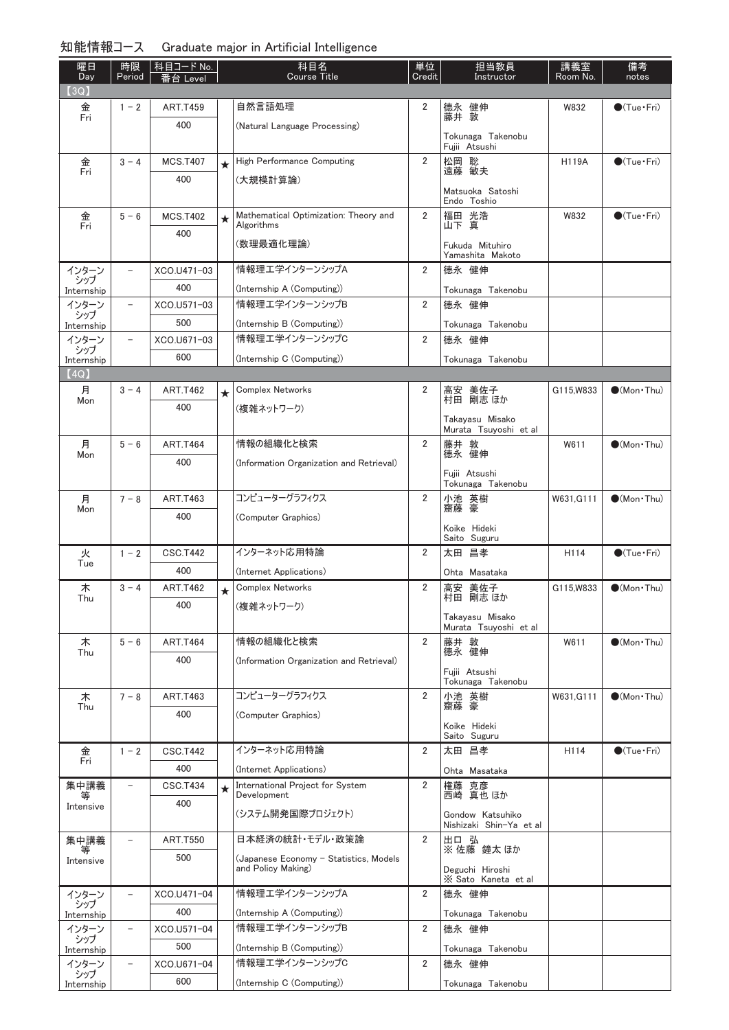# 知能情報コース　Graduate major in Artificial Intelligence

| 曜日 Day | 時限 Period | 科目コード No. 番台 Level | | 科目名 Course Title | 単位 Credit | 担当教員 Instructor | 講義室 Room No. | 備考 notes |
|---|---|---|---|---|---|---|---|---|
| 【3Q】 | | | | | | | | |
| 金 Fri | 1－2 | ART.T459 400 | | 自然言語処理 (Natural Language Processing) | 2 | 徳永 健伸 藤井 敦 Tokunaga Takenobu Fujii Atsushi | W832 | ●(Tue・Fri) |
| 金 Fri | 3－4 | MCS.T407 400 | ★ | High Performance Computing (大規模計算論) | 2 | 松岡 聡 遠藤 敏夫 Matsuoka Satoshi Endo Toshio | H119A | ●(Tue・Fri) |
| 金 Fri | 5－6 | MCS.T402 400 | ★ | Mathematical Optimization: Theory and Algorithms (数理最適化理論) | 2 | 福田 光浩 山下 真 Fukuda Mituhiro Yamashita Makoto | W832 | ●(Tue・Fri) |
| インターンシップ Internship | － | XCO.U471-03 400 | | 情報理工学インターンシップA (Internship A (Computing)) | 2 | 徳永 健伸 Tokunaga Takenobu | | |
| インターンシップ Internship | － | XCO.U571-03 500 | | 情報理工学インターンシップB (Internship B (Computing)) | 2 | 徳永 健伸 Tokunaga Takenobu | | |
| インターンシップ Internship | － | XCO.U671-03 600 | | 情報理工学インターンシップC (Internship C (Computing)) | 2 | 徳永 健伸 Tokunaga Takenobu | | |
| 【4Q】 | | | | | | | | |
| 月 Mon | 3－4 | ART.T462 400 | ★ | Complex Networks (複雑ネットワーク) | 2 | 高安 美佐子 村田 剛志 ほか Takayasu Misako Murata Tsuyoshi et al | G115,W833 | ●(Mon・Thu) |
| 月 Mon | 5－6 | ART.T464 400 | | 情報の組織化と検索 (Information Organization and Retrieval) | 2 | 藤井 敦 徳永 健伸 Fujii Atsushi Tokunaga Takenobu | W611 | ●(Mon・Thu) |
| 月 Mon | 7－8 | ART.T463 400 | | コンピューターグラフィクス (Computer Graphics) | 2 | 小池 英樹 齋藤 豪 Koike Hideki Saito Suguru | W631,G111 | ●(Mon・Thu) |
| 火 Tue | 1－2 | CSC.T442 400 | | インターネット応用特論 (Internet Applications) | 2 | 太田 昌孝 Ohta Masataka | H114 | ●(Tue・Fri) |
| 木 Thu | 3－4 | ART.T462 400 | ★ | Complex Networks (複雑ネットワーク) | 2 | 高安 美佐子 村田 剛志 ほか Takayasu Misako Murata Tsuyoshi et al | G115,W833 | ●(Mon・Thu) |
| 木 Thu | 5－6 | ART.T464 400 | | 情報の組織化と検索 (Information Organization and Retrieval) | 2 | 藤井 敦 徳永 健伸 Fujii Atsushi Tokunaga Takenobu | W611 | ●(Mon・Thu) |
| 木 Thu | 7－8 | ART.T463 400 | | コンピューターグラフィクス (Computer Graphics) | 2 | 小池 英樹 齋藤 豪 Koike Hideki Saito Suguru | W631,G111 | ●(Mon・Thu) |
| 金 Fri | 1－2 | CSC.T442 400 | | インターネット応用特論 (Internet Applications) | 2 | 太田 昌孝 Ohta Masataka | H114 | ●(Tue・Fri) |
| 集中講義等 Intensive | － | CSC.T434 400 | ★ | International Project for System Development (システム開発国際プロジェクト) | 2 | 権藤 克彦 西崎 真也 ほか Gondow Katsuhiko Nishizaki Shin-Ya et al | | |
| 集中講義等 Intensive | － | ART.T550 500 | | 日本経済の統計・モデル・政策論 (Japanese Economy – Statistics, Models and Policy Making) | 2 | 出口 弘 ※ 佐藤 鐘太 ほか Deguchi Hiroshi ※ Sato Kaneta et al | | |
| インターンシップ Internship | － | XCO.U471-04 400 | | 情報理工学インターンシップA (Internship A (Computing)) | 2 | 徳永 健伸 Tokunaga Takenobu | | |
| インターンシップ Internship | － | XCO.U571-04 500 | | 情報理工学インターンシップB (Internship B (Computing)) | 2 | 徳永 健伸 Tokunaga Takenobu | | |
| インターンシップ Internship | － | XCO.U671-04 600 | | 情報理工学インターンシップC (Internship C (Computing)) | 2 | 徳永 健伸 Tokunaga Takenobu | | |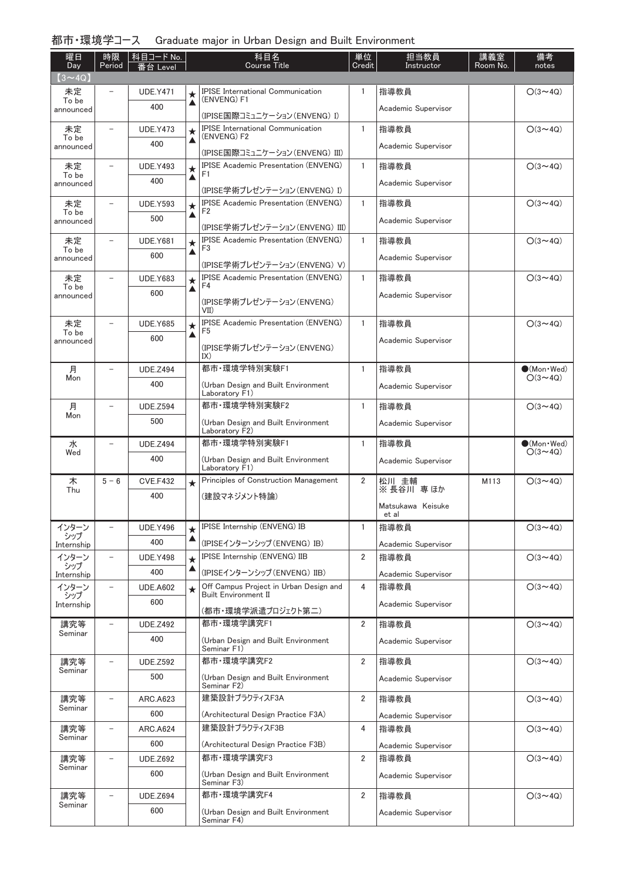## 都市・環境学コース　Graduate major in Urban Design and Built Environment

| 曜日 Day | 時限 Period | 科目コード No. 番台 Level | | 科目名 Course Title | 単位 Credit | 担当教員 Instructor | 講義室 Room No. | 備考 notes |
|---|---|---|---|---|---|---|---|---|
| 【3～4Q】 | | | | | | | | |
| 未定 To be announced | － | UDE.Y471 400 | ★ ▲ | IPISE International Communication (ENVENG) F1 (IPISE国際コミュニケーション(ENVENG) I) | 1 | 指導教員 Academic Supervisor | | ○(3～4Q) |
| 未定 To be announced | － | UDE.Y473 400 | ★ ▲ | IPISE International Communication (ENVENG) F2 (IPISE国際コミュニケーション(ENVENG) III) | 1 | 指導教員 Academic Supervisor | | ○(3～4Q) |
| 未定 To be announced | － | UDE.Y493 400 | ★ ▲ | IPISE Academic Presentation (ENVENG) F1 (IPISE学術プレゼンテーション(ENVENG) I) | 1 | 指導教員 Academic Supervisor | | ○(3～4Q) |
| 未定 To be announced | － | UDE.Y593 500 | ★ ▲ | IPISE Academic Presentation (ENVENG) F2 (IPISE学術プレゼンテーション(ENVENG) III) | 1 | 指導教員 Academic Supervisor | | ○(3～4Q) |
| 未定 To be announced | － | UDE.Y681 600 | ★ ▲ | IPISE Academic Presentation (ENVENG) F3 (IPISE学術プレゼンテーション(ENVENG) V) | 1 | 指導教員 Academic Supervisor | | ○(3～4Q) |
| 未定 To be announced | － | UDE.Y683 600 | ★ ▲ | IPISE Academic Presentation (ENVENG) F4 (IPISE学術プレゼンテーション(ENVENG) VII) | 1 | 指導教員 Academic Supervisor | | ○(3～4Q) |
| 未定 To be announced | － | UDE.Y685 600 | ★ ▲ | IPISE Academic Presentation (ENVENG) F5 (IPISE学術プレゼンテーション(ENVENG) IX) | 1 | 指導教員 Academic Supervisor | | ○(3～4Q) |
| 月 Mon | － | UDE.Z494 400 | | 都市・環境学特別実験F1 (Urban Design and Built Environment Laboratory F1) | 1 | 指導教員 Academic Supervisor | | ●(Mon・Wed) ○(3～4Q) |
| 月 Mon | － | UDE.Z594 500 | | 都市・環境学特別実験F2 (Urban Design and Built Environment Laboratory F2) | 1 | 指導教員 Academic Supervisor | | ○(3～4Q) |
| 水 Wed | － | UDE.Z494 400 | | 都市・環境学特別実験F1 (Urban Design and Built Environment Laboratory F1) | 1 | 指導教員 Academic Supervisor | | ●(Mon・Wed) ○(3～4Q) |
| 木 Thu | 5－6 | CVE.F432 400 | ★ | Principles of Construction Management (建設マネジメント特論) | 2 | 松川 圭輔 ※ 長谷川 専 ほか Matsukawa Keisuke et al | M113 | ○(3～4Q) |
| インターンシップ Internship | － | UDE.Y496 400 | ★ ▲ | IPISE Internship (ENVENG) IB (IPISEインターンシップ(ENVENG) IB) | 1 | 指導教員 Academic Supervisor | | ○(3～4Q) |
| インターンシップ Internship | － | UDE.Y498 400 | ★ ▲ | IPISE Internship (ENVENG) IIB (IPISEインターンシップ(ENVENG) IIB) | 2 | 指導教員 Academic Supervisor | | ○(3～4Q) |
| インターンシップ Internship | － | UDE.A602 600 | ★ | Off Campus Project in Urban Design and Built Environment II (都市・環境学派遣プロジェクト第二) | 4 | 指導教員 Academic Supervisor | | ○(3～4Q) |
| 講究等 Seminar | － | UDE.Z492 400 | | 都市・環境学講究F1 (Urban Design and Built Environment Seminar F1) | 2 | 指導教員 Academic Supervisor | | ○(3～4Q) |
| 講究等 Seminar | － | UDE.Z592 500 | | 都市・環境学講究F2 (Urban Design and Built Environment Seminar F2) | 2 | 指導教員 Academic Supervisor | | ○(3～4Q) |
| 講究等 Seminar | － | ARC.A623 600 | | 建築設計プラクティスF3A (Architectural Design Practice F3A) | 2 | 指導教員 Academic Supervisor | | ○(3～4Q) |
| 講究等 Seminar | － | ARC.A624 600 | | 建築設計プラクティスF3B (Architectural Design Practice F3B) | 4 | 指導教員 Academic Supervisor | | ○(3～4Q) |
| 講究等 Seminar | － | UDE.Z692 600 | | 都市・環境学講究F3 (Urban Design and Built Environment Seminar F3) | 2 | 指導教員 Academic Supervisor | | ○(3～4Q) |
| 講究等 Seminar | － | UDE.Z694 600 | | 都市・環境学講究F4 (Urban Design and Built Environment Seminar F4) | 2 | 指導教員 Academic Supervisor | | ○(3～4Q) |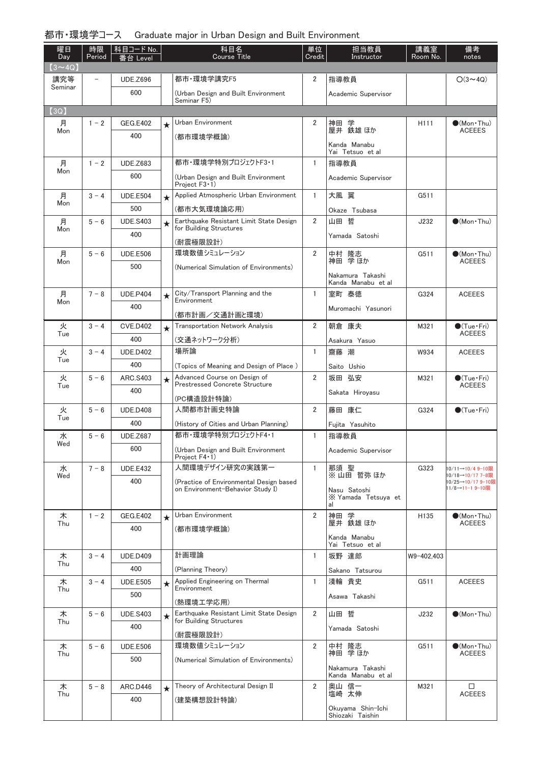# 都市・環境学コース　Graduate major in Urban Design and Built Environment

| 曜日 Day | 時限 Period | 科目コード No. 番台 Level | | 科目名 Course Title | 単位 Credit | 担当教員 Instructor | 講義室 Room No. | 備考 notes |
|---|---|---|---|---|---|---|---|---|
| 【3～4Q】 | | | | | | | | |
| 講究等 Seminar | － | UDE.Z696 600 | | 都市・環境学講究F5 (Urban Design and Built Environment Seminar F5) | 2 | 指導教員 Academic Supervisor | | ○(3～4Q) |
| 【3Q】 | | | | | | | | |
| 月 Mon | 1－2 | GEG.E402 400 | ★ | Urban Environment (都市環境学概論) | 2 | 神田 学 屋井 鉄雄 ほか Kanda Manabu Yai Tetsuo et al | H111 | ●(Mon・Thu) ACEEES |
| 月 Mon | 1－2 | UDE.Z683 600 | | 都市・環境学特別プロジェクトF3・1 (Urban Design and Built Environment Project F3・1) | 1 | 指導教員 Academic Supervisor | | |
| 月 Mon | 3－4 | UDE.E504 500 | ★ | Applied Atmospheric Urban Environment (都市大気環境論応用) | 1 | 大風 翼 Okaze Tsubasa | G511 | |
| 月 Mon | 5－6 | UDE.S403 400 | ★ | Earthquake Resistant Limit State Design for Building Structures (耐震極限設計) | 2 | 山田 哲 Yamada Satoshi | J232 | ●(Mon・Thu) |
| 月 Mon | 5－6 | UDE.E506 500 | | 環境数値シミュレーション (Numerical Simulation of Environments) | 2 | 中村 隆志 神田 学 ほか Nakamura Takashi Kanda Manabu et al | G511 | ●(Mon・Thu) ACEEES |
| 月 Mon | 7－8 | UDE.P404 400 | ★ | City/Transport Planning and the Environment (都市計画／交通計画と環境) | 1 | 室町 泰徳 Muromachi Yasunori | G324 | ACEEES |
| 火 Tue | 3－4 | CVE.D402 400 | ★ | Transportation Network Analysis (交通ネットワーク分析) | 2 | 朝倉 康夫 Asakura Yasuo | M321 | ●(Tue・Fri) ACEEES |
| 火 Tue | 3－4 | UDE.D402 400 | | 場所論 (Topics of Meaning and Design of Place ) | 1 | 齋藤 潮 Saito Ushio | W934 | ACEEES |
| 火 Tue | 5－6 | ARC.S403 400 | ★ | Advanced Course on Design of Prestressed Concrete Structure (PC構造設計特論) | 2 | 坂田 弘安 Sakata Hiroyasu | M321 | ●(Tue・Fri) ACEEES |
| 火 Tue | 5－6 | UDE.D408 400 | | 人間都市計画史特論 (History of Cities and Urban Planning) | 2 | 藤田 康仁 Fujita Yasuhito | G324 | ●(Tue・Fri) |
| 水 Wed | 5－6 | UDE.Z687 600 | | 都市・環境学特別プロジェクトF4・1 (Urban Design and Built Environment Project F4・1) | 1 | 指導教員 Academic Supervisor | | |
| 水 Wed | 7－8 | UDE.E432 400 | | 人間環境デザイン研究の実践第一 (Practice of Environmental Design based on Environment-Behavior Study I) | 1 | 那須 聖 ※山田 哲弥 ほか Nasu Satoshi ※Yamada Tetsuya et al | G323 | 10/11→10/4 9-10限 10/18→10/17 7-8限 10/25→10/17 9-10限 11/8→11-1 9-10限 |
| 木 Thu | 1－2 | GEG.E402 400 | ★ | Urban Environment (都市環境学概論) | 2 | 神田 学 屋井 鉄雄 ほか Kanda Manabu Yai Tetsuo et al | H135 | ●(Mon・Thu) ACEEES |
| 木 Thu | 3－4 | UDE.D409 400 | | 計画理論 (Planning Theory) | 1 | 坂野 達郎 Sakano Tatsurou | W9-402,403 | |
| 木 Thu | 3－4 | UDE.E505 500 | ★ | Applied Engineering on Thermal Environment (熱環境工学応用) | 1 | 淺輪 貴史 Asawa Takashi | G511 | ACEEES |
| 木 Thu | 5－6 | UDE.S403 400 | ★ | Earthquake Resistant Limit State Design for Building Structures (耐震極限設計) | 2 | 山田 哲 Yamada Satoshi | J232 | ●(Mon・Thu) |
| 木 Thu | 5－6 | UDE.E506 500 | | 環境数値シミュレーション (Numerical Simulation of Environments) | 2 | 中村 隆志 神田 学 ほか Nakamura Takashi Kanda Manabu et al | G511 | ●(Mon・Thu) ACEEES |
| 木 Thu | 5－8 | ARC.D446 400 | ★ | Theory of Architectural Design II (建築構想設計特論) | 2 | 奥山 信一 塩崎 太伸 Okuyama Shin-Ichi Shiozaki Taishin | M321 | □ ACEEES |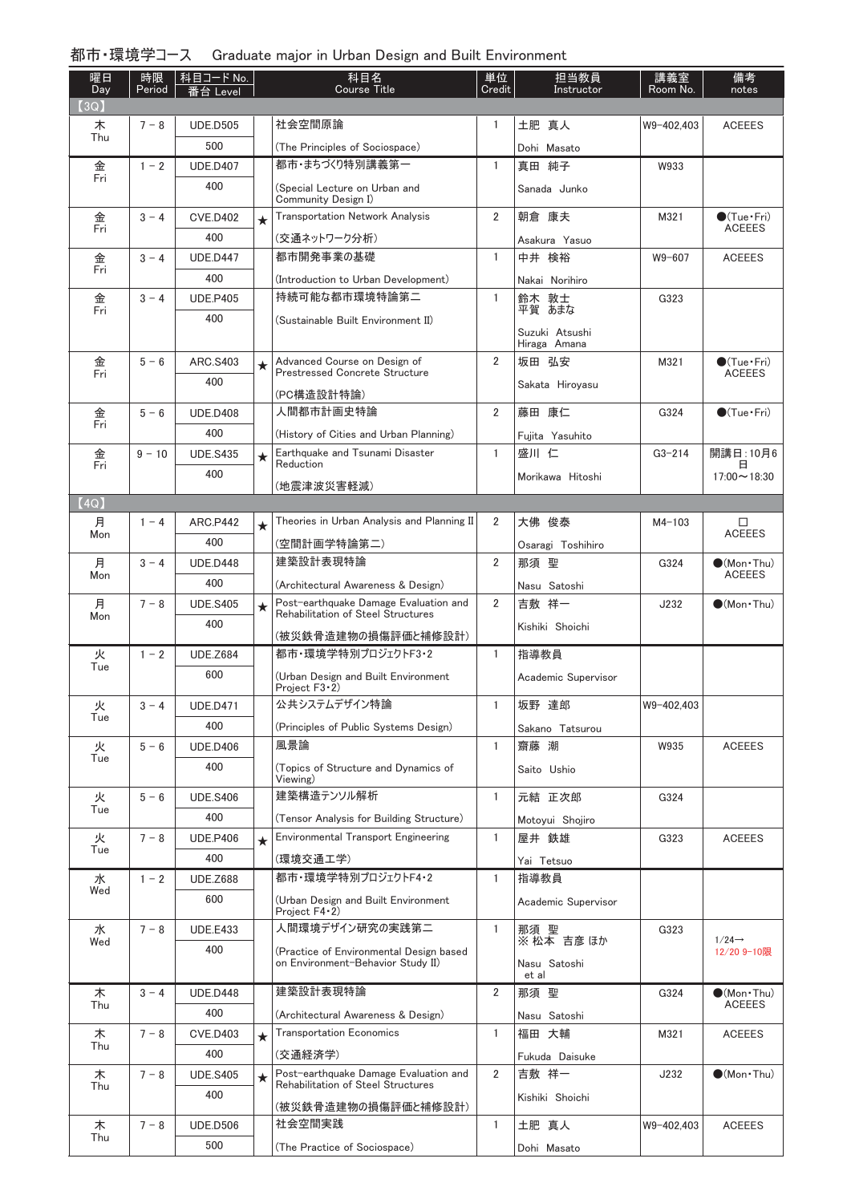## 都市・環境学コース　Graduate major in Urban Design and Built Environment

| 曜日 Day | 時限 Period | 科目コード No. 番台 Level | | 科目名 Course Title | 単位 Credit | 担当教員 Instructor | 講義室 Room No. | 備考 notes |
|---|---|---|---|---|---|---|---|---|
| 【3Q】 | | | | | | | | |
| 木 Thu | 7－8 | UDE.D505 500 | | 社会空間原論 (The Principles of Sociospace) | 1 | 土肥　真人 Dohi Masato | W9-402,403 | ACEEES |
| 金 Fri | 1－2 | UDE.D407 400 | | 都市・まちづくり特別講義第一 (Special Lecture on Urban and Community Design I) | 1 | 真田　純子 Sanada Junko | W933 | |
| 金 Fri | 3－4 | CVE.D402 400 | ★ | Transportation Network Analysis (交通ネットワーク分析) | 2 | 朝倉　康夫 Asakura Yasuo | M321 | ●(Tue・Fri) ACEEES |
| 金 Fri | 3－4 | UDE.D447 400 | | 都市開発事業の基礎 (Introduction to Urban Development) | 1 | 中井　検裕 Nakai Norihiro | W9-607 | ACEEES |
| 金 Fri | 3－4 | UDE.P405 400 | | 持続可能な都市環境特論第二 (Sustainable Built Environment II) | 1 | 鈴木　敦士 平賀　あまな Suzuki Atsushi Hiraga Amana | G323 | |
| 金 Fri | 5－6 | ARC.S403 400 | ★ | Advanced Course on Design of Prestressed Concrete Structure (PC構造設計特論) | 2 | 坂田　弘安 Sakata Hiroyasu | M321 | ●(Tue・Fri) ACEEES |
| 金 Fri | 5－6 | UDE.D408 400 | | 人間都市計画史特論 (History of Cities and Urban Planning) | 2 | 藤田　康仁 Fujita Yasuhito | G324 | ●(Tue・Fri) |
| 金 Fri | 9－10 | UDE.S435 400 | ★ | Earthquake and Tsunami Disaster Reduction (地震津波災害軽減) | 1 | 盛川　仁 Morikawa Hitoshi | G3-214 | 開講日：10月6日 17:00～18:30 |
| 【4Q】 | | | | | | | | |
| 月 Mon | 1－4 | ARC.P442 400 | ★ | Theories in Urban Analysis and Planning II (空間計画学特論第二) | 2 | 大佛　俊泰 Osaragi Toshihiro | M4-103 | □ ACEEES |
| 月 Mon | 3－4 | UDE.D448 400 | | 建築設計表現特論 (Architectural Awareness & Design) | 2 | 那須　聖 Nasu Satoshi | G324 | ●(Mon・Thu) ACEEES |
| 月 Mon | 7－8 | UDE.S405 400 | ★ | Post-earthquake Damage Evaluation and Rehabilitation of Steel Structures (被災鉄骨造建物の損傷評価と補修設計) | 2 | 吉敷　祥一 Kishiki Shoichi | J232 | ●(Mon・Thu) |
| 火 Tue | 1－2 | UDE.Z684 600 | | 都市・環境学特別プロジェクトF3・2 (Urban Design and Built Environment Project F3・2) | 1 | 指導教員 Academic Supervisor | | |
| 火 Tue | 3－4 | UDE.D471 400 | | 公共システムデザイン特論 (Principles of Public Systems Design) | 1 | 坂野　達郎 Sakano Tatsurou | W9-402,403 | |
| 火 Tue | 5－6 | UDE.D406 400 | | 風景論 (Topics of Structure and Dynamics of Viewing) | 1 | 齋藤　潮 Saito Ushio | W935 | ACEEES |
| 火 Tue | 5－6 | UDE.S406 400 | | 建築構造テンソル解析 (Tensor Analysis for Building Structure) | 1 | 元結　正次郎 Motoyui Shojiro | G324 | |
| 火 Tue | 7－8 | UDE.P406 400 | ★ | Environmental Transport Engineering (環境交通工学) | 1 | 屋井　鉄雄 Yai Tetsuo | G323 | ACEEES |
| 水 Wed | 1－2 | UDE.Z688 600 | | 都市・環境学特別プロジェクトF4・2 (Urban Design and Built Environment Project F4・2) | 1 | 指導教員 Academic Supervisor | | |
| 水 Wed | 7－8 | UDE.E433 400 | | 人間環境デザイン研究の実践第二 (Practice of Environmental Design based on Environment-Behavior Study II) | 1 | 那須　聖 ※ 松本　吉彦 ほか Nasu Satoshi et al | G323 | 1/24→ 12/20 9-10限 |
| 木 Thu | 3－4 | UDE.D448 400 | | 建築設計表現特論 (Architectural Awareness & Design) | 2 | 那須　聖 Nasu Satoshi | G324 | ●(Mon・Thu) ACEEES |
| 木 Thu | 7－8 | CVE.D403 400 | ★ | Transportation Economics (交通経済学) | 1 | 福田　大輔 Fukuda Daisuke | M321 | ACEEES |
| 木 Thu | 7－8 | UDE.S405 400 | ★ | Post-earthquake Damage Evaluation and Rehabilitation of Steel Structures (被災鉄骨造建物の損傷評価と補修設計) | 2 | 吉敷　祥一 Kishiki Shoichi | J232 | ●(Mon・Thu) |
| 木 Thu | 7－8 | UDE.D506 500 | | 社会空間実践 (The Practice of Sociospace) | 1 | 土肥　真人 Dohi Masato | W9-402,403 | ACEEES |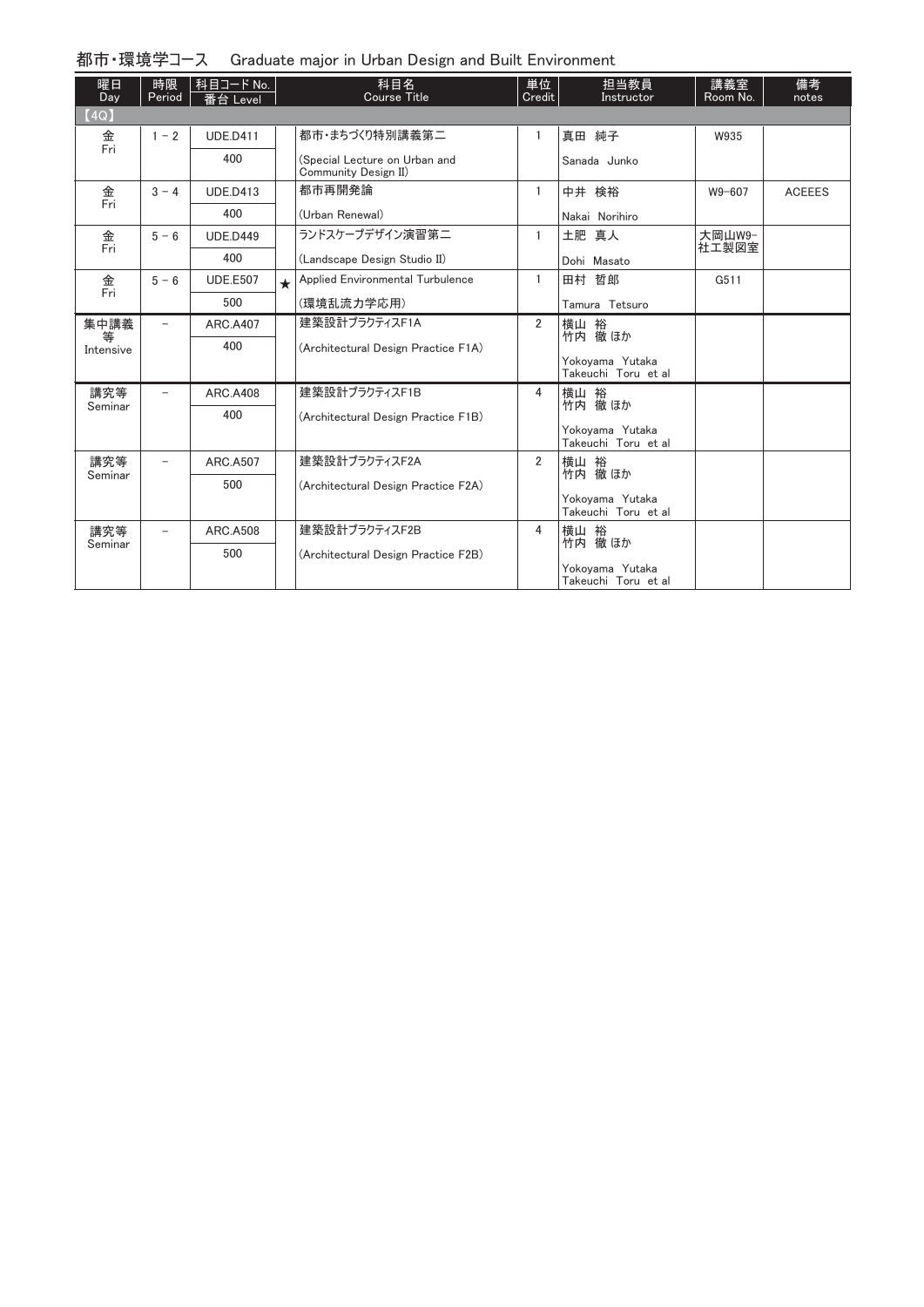## 都市・環境学コース　Graduate major in Urban Design and Built Environment

| 曜日 Day | 時限 Period | 科目コード No. 番台 Level | | 科目名 Course Title | 単位 Credit | 担当教員 Instructor | 講義室 Room No. | 備考 notes |
|---|---|---|---|---|---|---|---|---|
| 【4Q】 | | | | | | | | |
| 金 Fri | 1 － 2 | UDE.D411 400 | | 都市・まちづくり特別講義第二 (Special Lecture on Urban and Community Design II) | 1 | 真田 純子 Sanada Junko | W935 | |
| 金 Fri | 3 － 4 | UDE.D413 400 | | 都市再開発論 (Urban Renewal) | 1 | 中井 検裕 Nakai Norihiro | W9-607 | ACEEES |
| 金 Fri | 5 － 6 | UDE.D449 400 | | ランドスケープデザイン演習第二 (Landscape Design Studio II) | 1 | 土肥 真人 Dohi Masato | 大岡山W9-社工製図室 | |
| 金 Fri | 5 － 6 | UDE.E507 500 | ★ | Applied Environmental Turbulence (環境乱流力学応用) | 1 | 田村 哲郎 Tamura Tetsuro | G511 | |
| 集中講義等 Intensive | － | ARC.A407 400 | | 建築設計プラクティスF1A (Architectural Design Practice F1A) | 2 | 横山 裕 竹内 徹 ほか Yokoyama Yutaka Takeuchi Toru et al | | |
| 講究等 Seminar | － | ARC.A408 400 | | 建築設計プラクティスF1B (Architectural Design Practice F1B) | 4 | 横山 裕 竹内 徹 ほか Yokoyama Yutaka Takeuchi Toru et al | | |
| 講究等 Seminar | － | ARC.A507 500 | | 建築設計プラクティスF2A (Architectural Design Practice F2A) | 2 | 横山 裕 竹内 徹 ほか Yokoyama Yutaka Takeuchi Toru et al | | |
| 講究等 Seminar | － | ARC.A508 500 | | 建築設計プラクティスF2B (Architectural Design Practice F2B) | 4 | 横山 裕 竹内 徹 ほか Yokoyama Yutaka Takeuchi Toru et al | | |